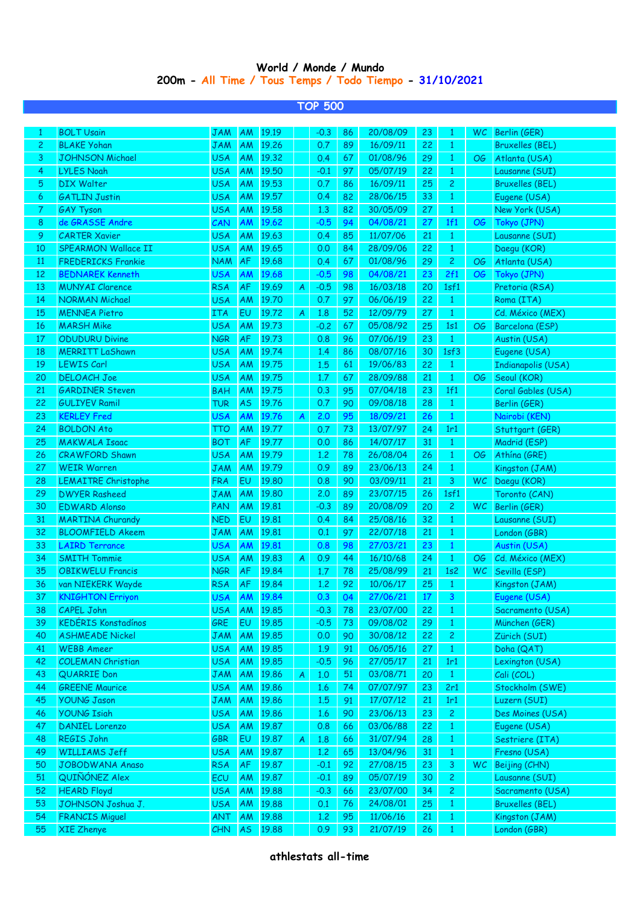# World / Monde / Mundo

## 200m - All Time / Tous Temps / Todo Tiempo - 31/10/2021

### TOP 500

| # | Name | Nat | Area | Mark | A | Wind | YoB | Date | Age | Pos | Comp | Venue |
|---|---|---|---|---|---|---|---|---|---|---|---|---|
| 1 | BOLT Usain | JAM | AM | 19.19 | | -0.3 | 86 | 20/08/09 | 23 | 1 | WC | Berlin (GER) |
| 2 | BLAKE Yohan | JAM | AM | 19.26 | | 0.7 | 89 | 16/09/11 | 22 | 1 | | Bruxelles (BEL) |
| 3 | JOHNSON Michael | USA | AM | 19.32 | | 0.4 | 67 | 01/08/96 | 29 | 1 | OG | Atlanta (USA) |
| 4 | LYLES Noah | USA | AM | 19.50 | | -0.1 | 97 | 05/07/19 | 22 | 1 | | Lausanne (SUI) |
| 5 | DIX Walter | USA | AM | 19.53 | | 0.7 | 86 | 16/09/11 | 25 | 2 | | Bruxelles (BEL) |
| 6 | GATLIN Justin | USA | AM | 19.57 | | 0.4 | 82 | 28/06/15 | 33 | 1 | | Eugene (USA) |
| 7 | GAY Tyson | USA | AM | 19.58 | | 1.3 | 82 | 30/05/09 | 27 | 1 | | New York (USA) |
| 8 | de GRASSE Andre | CAN | AM | 19.62 | | -0.5 | 94 | 04/08/21 | 27 | 1f1 | OG | Tokyo (JPN) |
| 9 | CARTER Xavier | USA | AM | 19.63 | | 0.4 | 85 | 11/07/06 | 21 | 1 | | Lausanne (SUI) |
| 10 | SPEARMON Wallace II | USA | AM | 19.65 | | 0.0 | 84 | 28/09/06 | 22 | 1 | | Daegu (KOR) |
| 11 | FREDERICKS Frankie | NAM | AF | 19.68 | | 0.4 | 67 | 01/08/96 | 29 | 2 | OG | Atlanta (USA) |
| 12 | BEDNAREK Kenneth | USA | AM | 19.68 | | -0.5 | 98 | 04/08/21 | 23 | 2f1 | OG | Tokyo (JPN) |
| 13 | MUNYAI Clarence | RSA | AF | 19.69 | A | -0.5 | 98 | 16/03/18 | 20 | 1sf1 | | Pretoria (RSA) |
| 14 | NORMAN Michael | USA | AM | 19.70 | | 0.7 | 97 | 06/06/19 | 22 | 1 | | Roma (ITA) |
| 15 | MENNEA Pietro | ITA | EU | 19.72 | A | 1.8 | 52 | 12/09/79 | 27 | 1 | | Cd. México (MEX) |
| 16 | MARSH Mike | USA | AM | 19.73 | | -0.2 | 67 | 05/08/92 | 25 | 1s1 | OG | Barcelona (ESP) |
| 17 | ODUDURU Divine | NGR | AF | 19.73 | | 0.8 | 96 | 07/06/19 | 23 | 1 | | Austin (USA) |
| 18 | MERRITT LaShawn | USA | AM | 19.74 | | 1.4 | 86 | 08/07/16 | 30 | 1sf3 | | Eugene (USA) |
| 19 | LEWIS Carl | USA | AM | 19.75 | | 1.5 | 61 | 19/06/83 | 22 | 1 | | Indianapolis (USA) |
| 20 | DELOACH Joe | USA | AM | 19.75 | | 1.7 | 67 | 28/09/88 | 21 | 1 | OG | Seoul (KOR) |
| 21 | GARDINER Steven | BAH | AM | 19.75 | | 0.3 | 95 | 07/04/18 | 23 | 1f1 | | Coral Gables (USA) |
| 22 | GULIYEV Ramil | TUR | AS | 19.76 | | 0.7 | 90 | 09/08/18 | 28 | 1 | | Berlin (GER) |
| 23 | KERLEY Fred | USA | AM | 19.76 | A | 2.0 | 95 | 18/09/21 | 26 | 1 | | Nairobi (KEN) |
| 24 | BOLDON Ato | TTO | AM | 19.77 | | 0.7 | 73 | 13/07/97 | 24 | 1r1 | | Stuttgart (GER) |
| 25 | MAKWALA Isaac | BOT | AF | 19.77 | | 0.0 | 86 | 14/07/17 | 31 | 1 | | Madrid (ESP) |
| 26 | CRAWFORD Shawn | USA | AM | 19.79 | | 1.2 | 78 | 26/08/04 | 26 | 1 | OG | Athína (GRE) |
| 27 | WEIR Warren | JAM | AM | 19.79 | | 0.9 | 89 | 23/06/13 | 24 | 1 | | Kingston (JAM) |
| 28 | LEMAITRE Christophe | FRA | EU | 19.80 | | 0.8 | 90 | 03/09/11 | 21 | 3 | WC | Daegu (KOR) |
| 29 | DWYER Rasheed | JAM | AM | 19.80 | | 2.0 | 89 | 23/07/15 | 26 | 1sf1 | | Toronto (CAN) |
| 30 | EDWARD Alonso | PAN | AM | 19.81 | | -0.3 | 89 | 20/08/09 | 20 | 2 | WC | Berlin (GER) |
| 31 | MARTINA Churandy | NED | EU | 19.81 | | 0.4 | 84 | 25/08/16 | 32 | 1 | | Lausanne (SUI) |
| 32 | BLOOMFIELD Akeem | JAM | AM | 19.81 | | 0.1 | 97 | 22/07/18 | 21 | 1 | | London (GBR) |
| 33 | LAIRD Terrance | USA | AM | 19.81 | | 0.8 | 98 | 27/03/21 | 23 | 1 | | Austin (USA) |
| 34 | SMITH Tommie | USA | AM | 19.83 | A | 0.9 | 44 | 16/10/68 | 24 | 1 | OG | Cd. México (MEX) |
| 35 | OBIKWELU Francis | NGR | AF | 19.84 | | 1.7 | 78 | 25/08/99 | 21 | 1s2 | WC | Sevilla (ESP) |
| 36 | van NIEKERK Wayde | RSA | AF | 19.84 | | 1.2 | 92 | 10/06/17 | 25 | 1 | | Kingston (JAM) |
| 37 | KNIGHTON Erriyon | USA | AM | 19.84 | | 0.3 | 04 | 27/06/21 | 17 | 3 | | Eugene (USA) |
| 38 | CAPEL John | USA | AM | 19.85 | | -0.3 | 78 | 23/07/00 | 22 | 1 | | Sacramento (USA) |
| 39 | KEDÉRIS Konstadínos | GRE | EU | 19.85 | | -0.5 | 73 | 09/08/02 | 29 | 1 | | München (GER) |
| 40 | ASHMEADE Nickel | JAM | AM | 19.85 | | 0.0 | 90 | 30/08/12 | 22 | 2 | | Zürich (SUI) |
| 41 | WEBB Ameer | USA | AM | 19.85 | | 1.9 | 91 | 06/05/16 | 27 | 1 | | Doha (QAT) |
| 42 | COLEMAN Christian | USA | AM | 19.85 | | -0.5 | 96 | 27/05/17 | 21 | 1r1 | | Lexington (USA) |
| 43 | QUARRIE Don | JAM | AM | 19.86 | A | 1.0 | 51 | 03/08/71 | 20 | 1 | | Cali (COL) |
| 44 | GREENE Maurice | USA | AM | 19.86 | | 1.6 | 74 | 07/07/97 | 23 | 2r1 | | Stockholm (SWE) |
| 45 | YOUNG Jason | JAM | AM | 19.86 | | 1.5 | 91 | 17/07/12 | 21 | 1r1 | | Luzern (SUI) |
| 46 | YOUNG Isiah | USA | AM | 19.86 | | 1.6 | 90 | 23/06/13 | 23 | 2 | | Des Moines (USA) |
| 47 | DANIEL Lorenzo | USA | AM | 19.87 | | 0.8 | 66 | 03/06/88 | 22 | 1 | | Eugene (USA) |
| 48 | REGIS John | GBR | EU | 19.87 | A | 1.8 | 66 | 31/07/94 | 28 | 1 | | Sestriere (ITA) |
| 49 | WILLIAMS Jeff | USA | AM | 19.87 | | 1.2 | 65 | 13/04/96 | 31 | 1 | | Fresno (USA) |
| 50 | JOBODWANA Anaso | RSA | AF | 19.87 | | -0.1 | 92 | 27/08/15 | 23 | 3 | WC | Beijing (CHN) |
| 51 | QUIÑÓNEZ Alex | ECU | AM | 19.87 | | -0.1 | 89 | 05/07/19 | 30 | 2 | | Lausanne (SUI) |
| 52 | HEARD Floyd | USA | AM | 19.88 | | -0.3 | 66 | 23/07/00 | 34 | 2 | | Sacramento (USA) |
| 53 | JOHNSON Joshua J. | USA | AM | 19.88 | | 0.1 | 76 | 24/08/01 | 25 | 1 | | Bruxelles (BEL) |
| 54 | FRANCIS Miguel | ANT | AM | 19.88 | | 1.2 | 95 | 11/06/16 | 21 | 1 | | Kingston (JAM) |
| 55 | XIE Zhenye | CHN | AS | 19.88 | | 0.9 | 93 | 21/07/19 | 26 | 1 | | London (GBR) |

athlestats all-time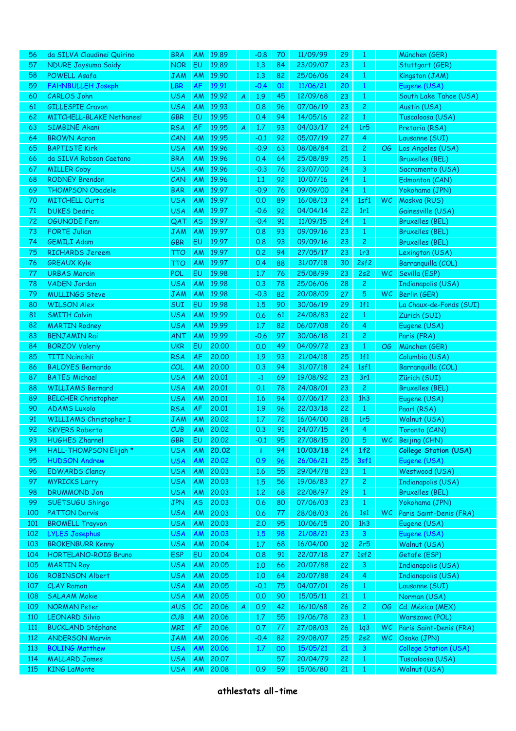| | | | | | | | | | | | | |
|---|---|---|---|---|---|---|---|---|---|---|---|---|
| 56 | da SILVA Claudinei Quirino | BRA | AM | 19.89 | | -0.8 | 70 | 11/09/99 | 29 | 1 | | München (GER) |
| 57 | NDURE Jaysuma Saidy | NOR | EU | 19.89 | | 1.3 | 84 | 23/09/07 | 23 | 1 | | Stuttgart (GER) |
| 58 | POWELL Asafa | JAM | AM | 19.90 | | 1.3 | 82 | 25/06/06 | 24 | 1 | | Kingston (JAM) |
| 59 | FAHNBULLEH Joseph | LBR | AF | 19.91 | | -0.4 | 01 | 11/06/21 | 20 | 1 | | Eugene (USA) |
| 60 | CARLOS John | USA | AM | 19.92 | A | 1.9 | 45 | 12/09/68 | 23 | 1 | | South Lake Tahoe (USA) |
| 61 | GILLESPIE Cravon | USA | AM | 19.93 | | 0.8 | 96 | 07/06/19 | 23 | 2 | | Austin (USA) |
| 62 | MITCHELL-BLAKE Nethaneel | GBR | EU | 19.95 | | 0.4 | 94 | 14/05/16 | 22 | 1 | | Tuscaloosa (USA) |
| 63 | SIMBINE Akani | RSA | AF | 19.95 | A | 1.7 | 93 | 04/03/17 | 24 | 1r5 | | Pretoria (RSA) |
| 64 | BROWN Aaron | CAN | AM | 19.95 | | -0.1 | 92 | 05/07/19 | 27 | 4 | | Lausanne (SUI) |
| 65 | BAPTISTE Kirk | USA | AM | 19.96 | | -0.9 | 63 | 08/08/84 | 21 | 2 | OG | Los Angeles (USA) |
| 66 | da SILVA Robson Caetano | BRA | AM | 19.96 | | 0.4 | 64 | 25/08/89 | 25 | 1 | | Bruxelles (BEL) |
| 67 | MILLER Coby | USA | AM | 19.96 | | -0.3 | 76 | 23/07/00 | 24 | 3 | | Sacramento (USA) |
| 68 | RODNEY Brendon | CAN | AM | 19.96 | | 1.1 | 92 | 10/07/16 | 24 | 1 | | Edmonton (CAN) |
| 69 | THOMPSON Obadele | BAR | AM | 19.97 | | -0.9 | 76 | 09/09/00 | 24 | 1 | | Yokohama (JPN) |
| 70 | MITCHELL Curtis | USA | AM | 19.97 | | 0.0 | 89 | 16/08/13 | 24 | 1sf1 | WC | Moskva (RUS) |
| 71 | DUKES Dedric | USA | AM | 19.97 | | -0.6 | 92 | 04/04/14 | 22 | 1r1 | | Gainesville (USA) |
| 72 | OGUNODE Femi | QAT | AS | 19.97 | | -0.4 | 91 | 11/09/15 | 24 | 1 | | Bruxelles (BEL) |
| 73 | FORTE Julian | JAM | AM | 19.97 | | 0.8 | 93 | 09/09/16 | 23 | 1 | | Bruxelles (BEL) |
| 74 | GEMILI Adam | GBR | EU | 19.97 | | 0.8 | 93 | 09/09/16 | 23 | 2 | | Bruxelles (BEL) |
| 75 | RICHARDS Jereem | TTO | AM | 19.97 | | 0.2 | 94 | 27/05/17 | 23 | 1r3 | | Lexington (USA) |
| 76 | GREAUX Kyle | TTO | AM | 19.97 | | 0.4 | 88 | 31/07/18 | 30 | 2sf2 | | Barranquilla (COL) |
| 77 | URBAS Marcin | POL | EU | 19.98 | | 1.7 | 76 | 25/08/99 | 23 | 2s2 | WC | Sevilla (ESP) |
| 78 | VADEN Jordan | USA | AM | 19.98 | | 0.3 | 78 | 25/06/06 | 28 | 2 | | Indianapolis (USA) |
| 79 | MULLINGS Steve | JAM | AM | 19.98 | | -0.3 | 82 | 20/08/09 | 27 | 5 | WC | Berlin (GER) |
| 80 | WILSON Alex | SUI | EU | 19.98 | | 1.5 | 90 | 30/06/19 | 29 | 1f1 | | La Chaux-de-Fonds (SUI) |
| 81 | SMITH Calvin | USA | AM | 19.99 | | 0.6 | 61 | 24/08/83 | 22 | 1 | | Zürich (SUI) |
| 82 | MARTIN Rodney | USA | AM | 19.99 | | 1.7 | 82 | 06/07/08 | 26 | 4 | | Eugene (USA) |
| 83 | BENJAMIN Rai | ANT | AM | 19.99 | | -0.6 | 97 | 30/06/18 | 21 | 2 | | Paris (FRA) |
| 84 | BORZOV Valeriy | UKR | EU | 20.00 | | 0.0 | 49 | 04/09/72 | 23 | 1 | OG | München (GER) |
| 85 | TITI Ncincihli | RSA | AF | 20.00 | | 1.9 | 93 | 21/04/18 | 25 | 1f1 | | Columbia (USA) |
| 86 | BALOYES Bernardo | COL | AM | 20.00 | | 0.3 | 94 | 31/07/18 | 24 | 1sf1 | | Barranquilla (COL) |
| 87 | BATES Michael | USA | AM | 20.01 | | -1 | 69 | 19/08/92 | 23 | 3r1 | | Zürich (SUI) |
| 88 | WILLIAMS Bernard | USA | AM | 20.01 | | 0.1 | 78 | 24/08/01 | 23 | 2 | | Bruxelles (BEL) |
| 89 | BELCHER Christopher | USA | AM | 20.01 | | 1.6 | 94 | 07/06/17 | 23 | 1h3 | | Eugene (USA) |
| 90 | ADAMS Luxolo | RSA | AF | 20.01 | | 1.9 | 96 | 22/03/18 | 22 | 1 | | Paarl (RSA) |
| 91 | WILLIAMS Christopher I | JAM | AM | 20.02 | | 1.7 | 72 | 16/04/00 | 28 | 1r5 | | Walnut (USA) |
| 92 | SKYERS Roberto | CUB | AM | 20.02 | | 0.3 | 91 | 24/07/15 | 24 | 4 | | Toronto (CAN) |
| 93 | HUGHES Zharnel | GBR | EU | 20.02 | | -0.1 | 95 | 27/08/15 | 20 | 5 | WC | Beijing (CHN) |
| 94 | HALL-THOMPSON Elijah * | USA | AM | **20.02** | | i | 94 | **10/03/18** | 24 | **1f2** | | **College Station (USA)** |
| 95 | HUDSON Andrew | USA | AM | 20.02 | | 0.9 | 96 | 26/06/21 | 25 | 3sf1 | | Eugene (USA) |
| 96 | EDWARDS Clancy | USA | AM | 20.03 | | 1.6 | 55 | 29/04/78 | 23 | 1 | | Westwood (USA) |
| 97 | MYRICKS Larry | USA | AM | 20.03 | | 1.5 | 56 | 19/06/83 | 27 | 2 | | Indianapolis (USA) |
| 98 | DRUMMOND Jon | USA | AM | 20.03 | | 1.2 | 68 | 22/08/97 | 29 | 1 | | Bruxelles (BEL) |
| 99 | SUETSUGU Shingo | JPN | AS | 20.03 | | 0.6 | 80 | 07/06/03 | 23 | 1 | | Yokohama (JPN) |
| 100 | PATTON Darvis | USA | AM | 20.03 | | 0.6 | 77 | 28/08/03 | 26 | 1s1 | WC | Paris Saint-Denis (FRA) |
| 101 | BROMELL Trayvon | USA | AM | 20.03 | | 2.0 | 95 | 10/06/15 | 20 | 1h3 | | Eugene (USA) |
| 102 | LYLES Josephus | USA | AM | 20.03 | | 1.5 | 98 | 21/08/21 | 23 | 3 | | Eugene (USA) |
| 103 | BROKENBURR Kenny | USA | AM | 20.04 | | 1.7 | 68 | 16/04/00 | 32 | 2r5 | | Walnut (USA) |
| 104 | HORTELANO-ROIG Bruno | ESP | EU | 20.04 | | 0.8 | 91 | 22/07/18 | 27 | 1sf2 | | Getafe (ESP) |
| 105 | MARTIN Roy | USA | AM | 20.05 | | 1.0 | 66 | 20/07/88 | 22 | 3 | | Indianapolis (USA) |
| 106 | ROBINSON Albert | USA | AM | 20.05 | | 1.0 | 64 | 20/07/88 | 24 | 4 | | Indianapolis (USA) |
| 107 | CLAY Ramon | USA | AM | 20.05 | | -0.1 | 75 | 04/07/01 | 26 | 1 | | Lausanne (SUI) |
| 108 | SALAAM Mokie | USA | AM | 20.05 | | 0.0 | 90 | 15/05/11 | 21 | 1 | | Norman (USA) |
| 109 | NORMAN Peter | AUS | OC | 20.06 | A | 0.9 | 42 | 16/10/68 | 26 | 2 | OG | Cd. México (MEX) |
| 110 | LEONARD Silvio | CUB | AM | 20.06 | | 1.7 | 55 | 19/06/78 | 23 | 1 | | Warszawa (POL) |
| 111 | BUCKLAND Stéphane | MRI | AF | 20.06 | | 0.7 | 77 | 27/08/03 | 26 | 1q3 | WC | Paris Saint-Denis (FRA) |
| 112 | ANDERSON Marvin | JAM | AM | 20.06 | | -0.4 | 82 | 29/08/07 | 25 | 2s2 | WC | Osaka (JPN) |
| 113 | BOLING Matthew | USA | AM | 20.06 | | 1.7 | 00 | 15/05/21 | 21 | 3 | | College Station (USA) |
| 114 | MALLARD James | USA | AM | 20.07 | | | 57 | 20/04/79 | 22 | 1 | | Tuscaloosa (USA) |
| 115 | KING LaMonte | USA | AM | 20.08 | | 0.9 | 59 | 15/06/80 | 21 | 1 | | Walnut (USA) |

**athlestats all-time**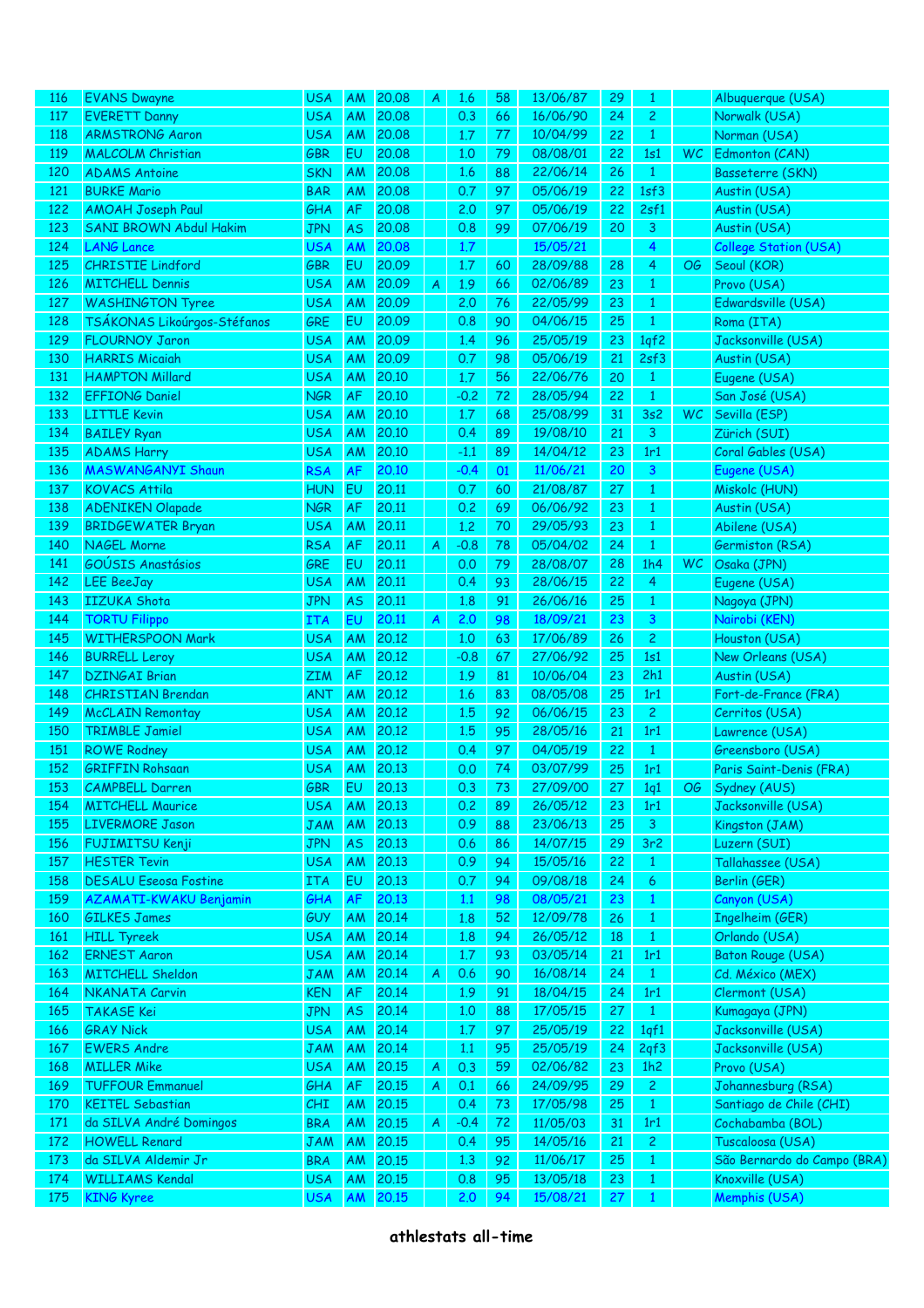| | | | | | | | | | | | | |
|---|---|---|---|---|---|---|---|---|---|---|---|---|
| 116 | EVANS Dwayne | USA | AM | 20.08 | A | 1.6 | 58 | 13/06/87 | 29 | 1 | | Albuquerque (USA) |
| 117 | EVERETT Danny | USA | AM | 20.08 | | 0.3 | 66 | 16/06/90 | 24 | 2 | | Norwalk (USA) |
| 118 | ARMSTRONG Aaron | USA | AM | 20.08 | | 1.7 | 77 | 10/04/99 | 22 | 1 | | Norman (USA) |
| 119 | MALCOLM Christian | GBR | EU | 20.08 | | 1.0 | 79 | 08/08/01 | 22 | 1s1 | WC | Edmonton (CAN) |
| 120 | ADAMS Antoine | SKN | AM | 20.08 | | 1.6 | 88 | 22/06/14 | 26 | 1 | | Basseterre (SKN) |
| 121 | BURKE Mario | BAR | AM | 20.08 | | 0.7 | 97 | 05/06/19 | 22 | 1sf3 | | Austin (USA) |
| 122 | AMOAH Joseph Paul | GHA | AF | 20.08 | | 2.0 | 97 | 05/06/19 | 22 | 2sf1 | | Austin (USA) |
| 123 | SANI BROWN Abdul Hakim | JPN | AS | 20.08 | | 0.8 | 99 | 07/06/19 | 20 | 3 | | Austin (USA) |
| 124 | LANG Lance | USA | AM | 20.08 | | 1.7 | | 15/05/21 | | 4 | | College Station (USA) |
| 125 | CHRISTIE Lindford | GBR | EU | 20.09 | | 1.7 | 60 | 28/09/88 | 28 | 4 | OG | Seoul (KOR) |
| 126 | MITCHELL Dennis | USA | AM | 20.09 | A | 1.9 | 66 | 02/06/89 | 23 | 1 | | Provo (USA) |
| 127 | WASHINGTON Tyree | USA | AM | 20.09 | | 2.0 | 76 | 22/05/99 | 23 | 1 | | Edwardsville (USA) |
| 128 | TSÁKONAS Likoúrgos-Stéfanos | GRE | EU | 20.09 | | 0.8 | 90 | 04/06/15 | 25 | 1 | | Roma (ITA) |
| 129 | FLOURNOY Jaron | USA | AM | 20.09 | | 1.4 | 96 | 25/05/19 | 23 | 1qf2 | | Jacksonville (USA) |
| 130 | HARRIS Micaiah | USA | AM | 20.09 | | 0.7 | 98 | 05/06/19 | 21 | 2sf3 | | Austin (USA) |
| 131 | HAMPTON Millard | USA | AM | 20.10 | | 1.7 | 56 | 22/06/76 | 20 | 1 | | Eugene (USA) |
| 132 | EFFIONG Daniel | NGR | AF | 20.10 | | -0.2 | 72 | 28/05/94 | 22 | 1 | | San José (USA) |
| 133 | LITTLE Kevin | USA | AM | 20.10 | | 1.7 | 68 | 25/08/99 | 31 | 3s2 | WC | Sevilla (ESP) |
| 134 | BAILEY Ryan | USA | AM | 20.10 | | 0.4 | 89 | 19/08/10 | 21 | 3 | | Zürich (SUI) |
| 135 | ADAMS Harry | USA | AM | 20.10 | | -1.1 | 89 | 14/04/12 | 23 | 1r1 | | Coral Gables (USA) |
| 136 | MASWANGANYI Shaun | RSA | AF | 20.10 | | -0.4 | 01 | 11/06/21 | 20 | 3 | | Eugene (USA) |
| 137 | KOVACS Attila | HUN | EU | 20.11 | | 0.7 | 60 | 21/08/87 | 27 | 1 | | Miskolc (HUN) |
| 138 | ADENIKEN Olapade | NGR | AF | 20.11 | | 0.2 | 69 | 06/06/92 | 23 | 1 | | Austin (USA) |
| 139 | BRIDGEWATER Bryan | USA | AM | 20.11 | | 1.2 | 70 | 29/05/93 | 23 | 1 | | Abilene (USA) |
| 140 | NAGEL Morne | RSA | AF | 20.11 | A | -0.8 | 78 | 05/04/02 | 24 | 1 | | Germiston (RSA) |
| 141 | GOÚSIS Anastásios | GRE | EU | 20.11 | | 0.0 | 79 | 28/08/07 | 28 | 1h4 | WC | Osaka (JPN) |
| 142 | LEE BeeJay | USA | AM | 20.11 | | 0.4 | 93 | 28/06/15 | 22 | 4 | | Eugene (USA) |
| 143 | IIZUKA Shota | JPN | AS | 20.11 | | 1.8 | 91 | 26/06/16 | 25 | 1 | | Nagoya (JPN) |
| 144 | TORTU Filippo | ITA | EU | 20.11 | A | 2.0 | 98 | 18/09/21 | 23 | 3 | | Nairobi (KEN) |
| 145 | WITHERSPOON Mark | USA | AM | 20.12 | | 1.0 | 63 | 17/06/89 | 26 | 2 | | Houston (USA) |
| 146 | BURRELL Leroy | USA | AM | 20.12 | | -0.8 | 67 | 27/06/92 | 25 | 1s1 | | New Orleans (USA) |
| 147 | DZINGAI Brian | ZIM | AF | 20.12 | | 1.9 | 81 | 10/06/04 | 23 | 2h1 | | Austin (USA) |
| 148 | CHRISTIAN Brendan | ANT | AM | 20.12 | | 1.6 | 83 | 08/05/08 | 25 | 1r1 | | Fort-de-France (FRA) |
| 149 | McCLAIN Remontay | USA | AM | 20.12 | | 1.5 | 92 | 06/06/15 | 23 | 2 | | Cerritos (USA) |
| 150 | TRIMBLE Jamiel | USA | AM | 20.12 | | 1.5 | 95 | 28/05/16 | 21 | 1r1 | | Lawrence (USA) |
| 151 | ROWE Rodney | USA | AM | 20.12 | | 0.4 | 97 | 04/05/19 | 22 | 1 | | Greensboro (USA) |
| 152 | GRIFFIN Rohsaan | USA | AM | 20.13 | | 0.0 | 74 | 03/07/99 | 25 | 1r1 | | Paris Saint-Denis (FRA) |
| 153 | CAMPBELL Darren | GBR | EU | 20.13 | | 0.3 | 73 | 27/09/00 | 27 | 1q1 | OG | Sydney (AUS) |
| 154 | MITCHELL Maurice | USA | AM | 20.13 | | 0.2 | 89 | 26/05/12 | 23 | 1r1 | | Jacksonville (USA) |
| 155 | LIVERMORE Jason | JAM | AM | 20.13 | | 0.9 | 88 | 23/06/13 | 25 | 3 | | Kingston (JAM) |
| 156 | FUJIMITSU Kenji | JPN | AS | 20.13 | | 0.6 | 86 | 14/07/15 | 29 | 3r2 | | Luzern (SUI) |
| 157 | HESTER Tevin | USA | AM | 20.13 | | 0.9 | 94 | 15/05/16 | 22 | 1 | | Tallahassee (USA) |
| 158 | DESALU Eseosa Fostine | ITA | EU | 20.13 | | 0.7 | 94 | 09/08/18 | 24 | 6 | | Berlin (GER) |
| 159 | AZAMATI-KWAKU Benjamin | GHA | AF | 20.13 | | 1.1 | 98 | 08/05/21 | 23 | 1 | | Canyon (USA) |
| 160 | GILKES James | GUY | AM | 20.14 | | 1.8 | 52 | 12/09/78 | 26 | 1 | | Ingelheim (GER) |
| 161 | HILL Tyreek | USA | AM | 20.14 | | 1.8 | 94 | 26/05/12 | 18 | 1 | | Orlando (USA) |
| 162 | ERNEST Aaron | USA | AM | 20.14 | | 1.7 | 93 | 03/05/14 | 21 | 1r1 | | Baton Rouge (USA) |
| 163 | MITCHELL Sheldon | JAM | AM | 20.14 | A | 0.6 | 90 | 16/08/14 | 24 | 1 | | Cd. México (MEX) |
| 164 | NKANATA Carvin | KEN | AF | 20.14 | | 1.9 | 91 | 18/04/15 | 24 | 1r1 | | Clermont (USA) |
| 165 | TAKASE Kei | JPN | AS | 20.14 | | 1.0 | 88 | 17/05/15 | 27 | 1 | | Kumagaya (JPN) |
| 166 | GRAY Nick | USA | AM | 20.14 | | 1.7 | 97 | 25/05/19 | 22 | 1qf1 | | Jacksonville (USA) |
| 167 | EWERS Andre | JAM | AM | 20.14 | | 1.1 | 95 | 25/05/19 | 24 | 2qf3 | | Jacksonville (USA) |
| 168 | MILLER Mike | USA | AM | 20.15 | A | 0.3 | 59 | 02/06/82 | 23 | 1h2 | | Provo (USA) |
| 169 | TUFFOUR Emmanuel | GHA | AF | 20.15 | A | 0.1 | 66 | 24/09/95 | 29 | 2 | | Johannesburg (RSA) |
| 170 | KEITEL Sebastian | CHI | AM | 20.15 | | 0.4 | 73 | 17/05/98 | 25 | 1 | | Santiago de Chile (CHI) |
| 171 | da SILVA André Domingos | BRA | AM | 20.15 | A | -0.4 | 72 | 11/05/03 | 31 | 1r1 | | Cochabamba (BOL) |
| 172 | HOWELL Renard | JAM | AM | 20.15 | | 0.4 | 95 | 14/05/16 | 21 | 2 | | Tuscaloosa (USA) |
| 173 | da SILVA Aldemir Jr | BRA | AM | 20.15 | | 1.3 | 92 | 11/06/17 | 25 | 1 | | São Bernardo do Campo (BRA) |
| 174 | WILLIAMS Kendal | USA | AM | 20.15 | | 0.8 | 95 | 13/05/18 | 23 | 1 | | Knoxville (USA) |
| 175 | KING Kyree | USA | AM | 20.15 | | 2.0 | 94 | 15/08/21 | 27 | 1 | | Memphis (USA) |

**athlestats all-time**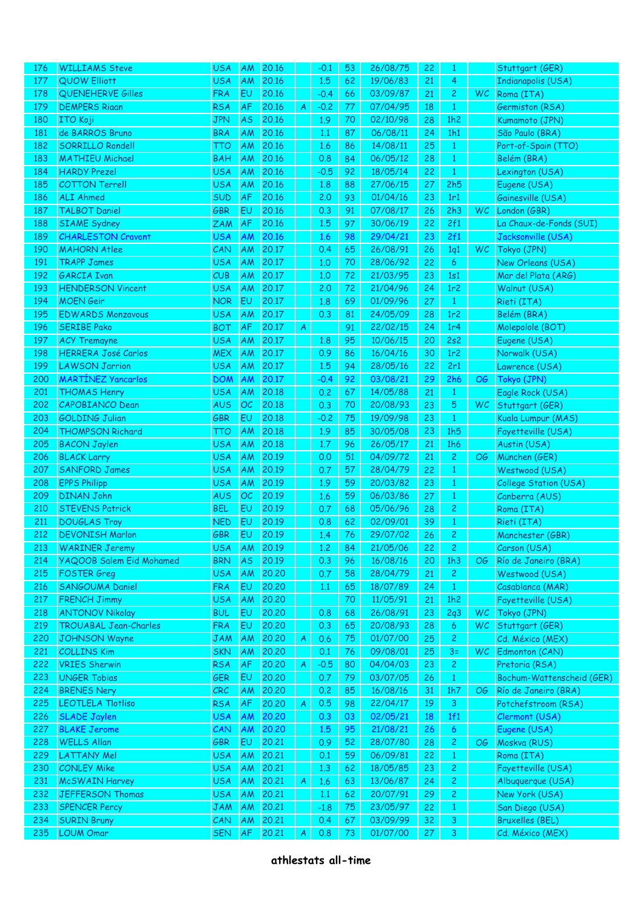| | | | | | | | | | | | | | |
|---|---|---|---|---|---|---|---|---|---|---|---|---|---|
| 176 | WILLIAMS Steve | USA | AM | 20.16 | | -0.1 | 53 | 26/08/75 | 22 | 1 | | Stuttgart (GER) |
| 177 | QUOW Elliott | USA | AM | 20.16 | | 1.5 | 62 | 19/06/83 | 21 | 4 | | Indianapolis (USA) |
| 178 | QUENEHERVE Gilles | FRA | EU | 20.16 | | -0.4 | 66 | 03/09/87 | 21 | 2 | WC | Roma (ITA) |
| 179 | DEMPERS Riaan | RSA | AF | 20.16 | A | -0.2 | 77 | 07/04/95 | 18 | 1 | | Germiston (RSA) |
| 180 | ITO Koji | JPN | AS | 20.16 | | 1.9 | 70 | 02/10/98 | 28 | 1h2 | | Kumamoto (JPN) |
| 181 | de BARROS Bruno | BRA | AM | 20.16 | | 1.1 | 87 | 06/08/11 | 24 | 1h1 | | São Paulo (BRA) |
| 182 | SORRILLO Rondell | TTO | AM | 20.16 | | 1.6 | 86 | 14/08/11 | 25 | 1 | | Port-of-Spain (TTO) |
| 183 | MATHIEU Michael | BAH | AM | 20.16 | | 0.8 | 84 | 06/05/12 | 28 | 1 | | Belém (BRA) |
| 184 | HARDY Prezel | USA | AM | 20.16 | | -0.5 | 92 | 18/05/14 | 22 | 1 | | Lexington (USA) |
| 185 | COTTON Terrell | USA | AM | 20.16 | | 1.8 | 88 | 27/06/15 | 27 | 2h5 | | Eugene (USA) |
| 186 | ALI Ahmed | SUD | AF | 20.16 | | 2.0 | 93 | 01/04/16 | 23 | 1r1 | | Gainesville (USA) |
| 187 | TALBOT Daniel | GBR | EU | 20.16 | | 0.3 | 91 | 07/08/17 | 26 | 2h3 | WC | London (GBR) |
| 188 | SIAME Sydney | ZAM | AF | 20.16 | | 1.5 | 97 | 30/06/19 | 22 | 2f1 | | La Chaux-de-Fonds (SUI) |
| 189 | CHARLESTON Cravont | USA | AM | 20.16 | | 1.6 | 98 | 29/04/21 | 23 | 2f1 | | Jacksonville (USA) |
| 190 | MAHORN Atlee | CAN | AM | 20.17 | | 0.4 | 65 | 26/08/91 | 26 | 1q1 | WC | Tokyo (JPN) |
| 191 | TRAPP James | USA | AM | 20.17 | | 1.0 | 70 | 28/06/92 | 22 | 6 | | New Orleans (USA) |
| 192 | GARCIA Ivan | CUB | AM | 20.17 | | 1.0 | 72 | 21/03/95 | 23 | 1s1 | | Mar del Plata (ARG) |
| 193 | HENDERSON Vincent | USA | AM | 20.17 | | 2.0 | 72 | 21/04/96 | 24 | 1r2 | | Walnut (USA) |
| 194 | MOEN Geir | NOR | EU | 20.17 | | 1.8 | 69 | 01/09/96 | 27 | 1 | | Rieti (ITA) |
| 195 | EDWARDS Monzavous | USA | AM | 20.17 | | 0.3 | 81 | 24/05/09 | 28 | 1r2 | | Belém (BRA) |
| 196 | SERIBE Pako | BOT | AF | 20.17 | A | | 91 | 22/02/15 | 24 | 1r4 | | Molepolole (BOT) |
| 197 | ACY Tremayne | USA | AM | 20.17 | | 1.8 | 95 | 10/06/15 | 20 | 2s2 | | Eugene (USA) |
| 198 | HERRERA José Carlos | MEX | AM | 20.17 | | 0.9 | 86 | 16/04/16 | 30 | 1r2 | | Norwalk (USA) |
| 199 | LAWSON Jarrion | USA | AM | 20.17 | | 1.5 | 94 | 28/05/16 | 22 | 2r1 | | Lawrence (USA) |
| 200 | MARTÍNEZ Yancarlos | DOM | AM | 20.17 | | -0.4 | 92 | 03/08/21 | 29 | 2h6 | OG | Tokyo (JPN) |
| 201 | THOMAS Henry | USA | AM | 20.18 | | 0.2 | 67 | 14/05/88 | 21 | 1 | | Eagle Rock (USA) |
| 202 | CAPOBIANCO Dean | AUS | OC | 20.18 | | 0.3 | 70 | 20/08/93 | 23 | 5 | WC | Stuttgart (GER) |
| 203 | GOLDING Julian | GBR | EU | 20.18 | | -0.2 | 75 | 19/09/98 | 23 | 1 | | Kuala Lumpur (MAS) |
| 204 | THOMPSON Richard | TTO | AM | 20.18 | | 1.9 | 85 | 30/05/08 | 23 | 1h5 | | Fayetteville (USA) |
| 205 | BACON Jaylen | USA | AM | 20.18 | | 1.7 | 96 | 26/05/17 | 21 | 1h6 | | Austin (USA) |
| 206 | BLACK Larry | USA | AM | 20.19 | | 0.0 | 51 | 04/09/72 | 21 | 2 | OG | München (GER) |
| 207 | SANFORD James | USA | AM | 20.19 | | 0.7 | 57 | 28/04/79 | 22 | 1 | | Westwood (USA) |
| 208 | EPPS Philipp | USA | AM | 20.19 | | 1.9 | 59 | 20/03/82 | 23 | 1 | | College Station (USA) |
| 209 | DINAN John | AUS | OC | 20.19 | | 1.6 | 59 | 06/03/86 | 27 | 1 | | Canberra (AUS) |
| 210 | STEVENS Patrick | BEL | EU | 20.19 | | 0.7 | 68 | 05/06/96 | 28 | 2 | | Roma (ITA) |
| 211 | DOUGLAS Troy | NED | EU | 20.19 | | 0.8 | 62 | 02/09/01 | 39 | 1 | | Rieti (ITA) |
| 212 | DEVONISH Marlon | GBR | EU | 20.19 | | 1.4 | 76 | 29/07/02 | 26 | 2 | | Manchester (GBR) |
| 213 | WARINER Jeremy | USA | AM | 20.19 | | 1.2 | 84 | 21/05/06 | 22 | 2 | | Carson (USA) |
| 214 | YAQOOB Salem Eid Mohamed | BRN | AS | 20.19 | | 0.3 | 96 | 16/08/16 | 20 | 1h3 | OG | Río de Janeiro (BRA) |
| 215 | FOSTER Greg | USA | AM | 20.20 | | 0.7 | 58 | 28/04/79 | 21 | 2 | | Westwood (USA) |
| 216 | SANGOUMA Daniel | FRA | EU | 20.20 | | 1.1 | 65 | 18/07/89 | 24 | 1 | | Casablanca (MAR) |
| 217 | FRENCH Jimmy | USA | AM | 20.20 | | | 70 | 11/05/91 | 21 | 1h2 | | Fayetteville (USA) |
| 218 | ANTONOV Nikolay | BUL | EU | 20.20 | | 0.8 | 68 | 26/08/91 | 23 | 2q3 | WC | Tokyo (JPN) |
| 219 | TROUABAL Jean-Charles | FRA | EU | 20.20 | | 0.3 | 65 | 20/08/93 | 28 | 6 | WC | Stuttgart (GER) |
| 220 | JOHNSON Wayne | JAM | AM | 20.20 | A | 0.6 | 75 | 01/07/00 | 25 | 2 | | Cd. México (MEX) |
| 221 | COLLINS Kim | SKN | AM | 20.20 | | 0.1 | 76 | 09/08/01 | 25 | 3= | WC | Edmonton (CAN) |
| 222 | VRIES Sherwin | RSA | AF | 20.20 | A | -0.5 | 80 | 04/04/03 | 23 | 2 | | Pretoria (RSA) |
| 223 | UNGER Tobias | GER | EU | 20.20 | | 0.7 | 79 | 03/07/05 | 26 | 1 | | Bochum-Wattenscheid (GER) |
| 224 | BRENES Nery | CRC | AM | 20.20 | | 0.2 | 85 | 16/08/16 | 31 | 1h7 | OG | Río de Janeiro (BRA) |
| 225 | LEOTLELA Tlotliso | RSA | AF | 20.20 | A | 0.5 | 98 | 22/04/17 | 19 | 3 | | Potchefstroom (RSA) |
| 226 | SLADE Jaylen | USA | AM | 20.20 | | 0.3 | 03 | 02/05/21 | 18 | 1f1 | | Clermont (USA) |
| 227 | BLAKE Jerome | CAN | AM | 20.20 | | 1.5 | 95 | 21/08/21 | 26 | 6 | | Eugene (USA) |
| 228 | WELLS Allan | GBR | EU | 20.21 | | 0.9 | 52 | 28/07/80 | 28 | 2 | OG | Moskva (RUS) |
| 229 | LATTANY Mel | USA | AM | 20.21 | | 0.1 | 59 | 06/09/81 | 22 | 1 | | Roma (ITA) |
| 230 | CONLEY Mike | USA | AM | 20.21 | | 1.3 | 62 | 18/05/85 | 23 | 2 | | Fayetteville (USA) |
| 231 | McSWAIN Harvey | USA | AM | 20.21 | A | 1.6 | 63 | 13/06/87 | 24 | 2 | | Albuquerque (USA) |
| 232 | JEFFERSON Thomas | USA | AM | 20.21 | | 1.1 | 62 | 20/07/91 | 29 | 2 | | New York (USA) |
| 233 | SPENCER Percy | JAM | AM | 20.21 | | -1.8 | 75 | 23/05/97 | 22 | 1 | | San Diego (USA) |
| 234 | SURIN Bruny | CAN | AM | 20.21 | | 0.4 | 67 | 03/09/99 | 32 | 3 | | Bruxelles (BEL) |
| 235 | LOUM Omar | SEN | AF | 20.21 | A | 0.8 | 73 | 01/07/00 | 27 | 3 | | Cd. México (MEX) |

**athlestats all-time**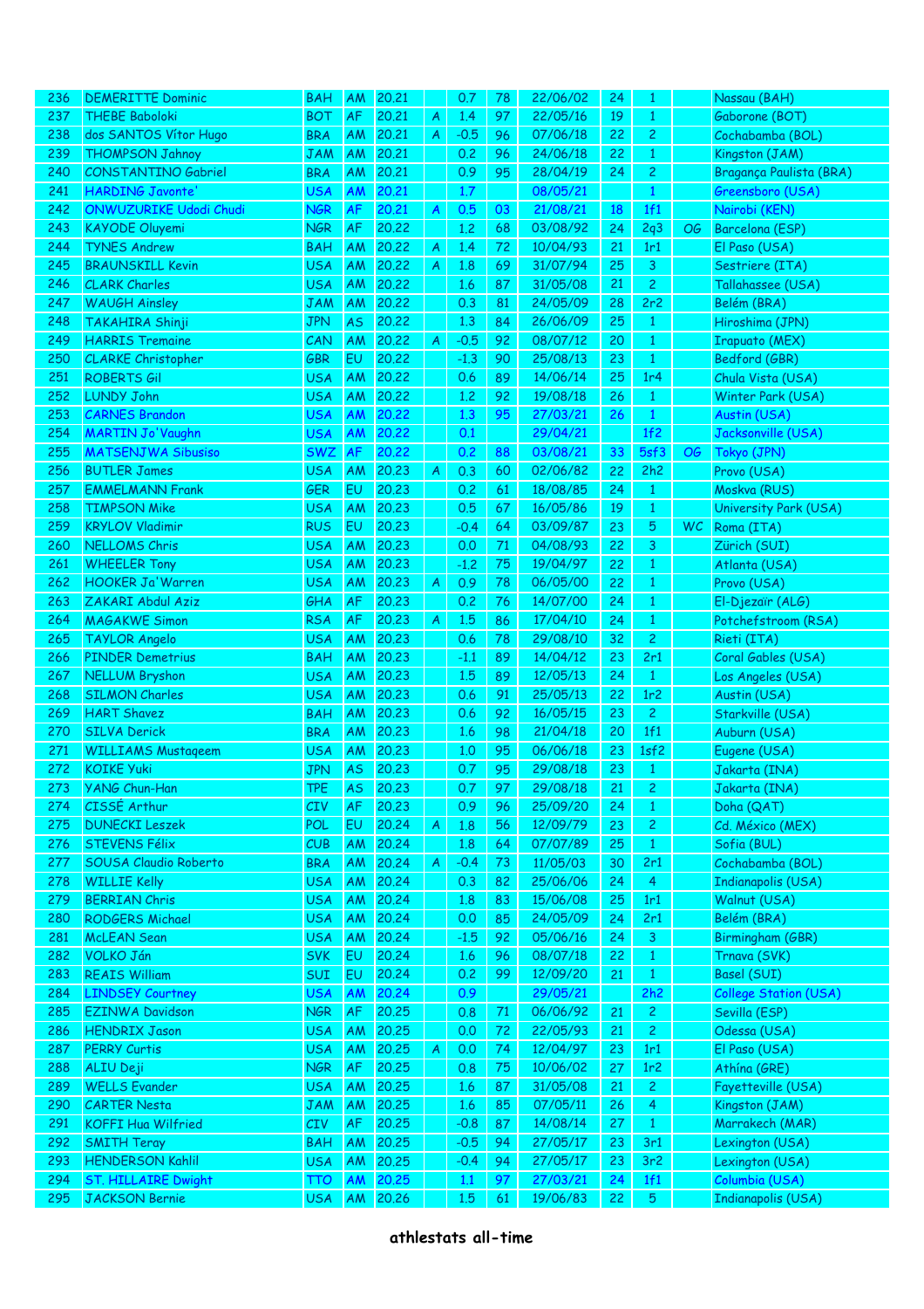| | | | | | | | | | | | | |
|---|---|---|---|---|---|---|---|---|---|---|---|---|
| 236 | DEMERITTE Dominic | BAH | AM | 20.21 | | 0.7 | 78 | 22/06/02 | 24 | 1 | | Nassau (BAH) |
| 237 | THEBE Baboloki | BOT | AF | 20.21 | A | 1.4 | 97 | 22/05/16 | 19 | 1 | | Gaborone (BOT) |
| 238 | dos SANTOS Vítor Hugo | BRA | AM | 20.21 | A | -0.5 | 96 | 07/06/18 | 22 | 2 | | Cochabamba (BOL) |
| 239 | THOMPSON Jahnoy | JAM | AM | 20.21 | | 0.2 | 96 | 24/06/18 | 22 | 1 | | Kingston (JAM) |
| 240 | CONSTANTINO Gabriel | BRA | AM | 20.21 | | 0.9 | 95 | 28/04/19 | 24 | 2 | | Bragança Paulista (BRA) |
| 241 | HARDING Javonte' | USA | AM | 20.21 | | 1.7 | | 08/05/21 | | 1 | | Greensboro (USA) |
| 242 | ONWUZURIKE Udodi Chudi | NGR | AF | 20.21 | A | 0.5 | 03 | 21/08/21 | 18 | 1f1 | | Nairobi (KEN) |
| 243 | KAYODE Oluyemi | NGR | AF | 20.22 | | 1.2 | 68 | 03/08/92 | 24 | 2q3 | OG | Barcelona (ESP) |
| 244 | TYNES Andrew | BAH | AM | 20.22 | A | 1.4 | 72 | 10/04/93 | 21 | 1r1 | | El Paso (USA) |
| 245 | BRAUNSKILL Kevin | USA | AM | 20.22 | A | 1.8 | 69 | 31/07/94 | 25 | 3 | | Sestriere (ITA) |
| 246 | CLARK Charles | USA | AM | 20.22 | | 1.6 | 87 | 31/05/08 | 21 | 2 | | Tallahassee (USA) |
| 247 | WAUGH Ainsley | JAM | AM | 20.22 | | 0.3 | 81 | 24/05/09 | 28 | 2r2 | | Belém (BRA) |
| 248 | TAKAHIRA Shinji | JPN | AS | 20.22 | | 1.3 | 84 | 26/06/09 | 25 | 1 | | Hiroshima (JPN) |
| 249 | HARRIS Tremaine | CAN | AM | 20.22 | A | -0.5 | 92 | 08/07/12 | 20 | 1 | | Irapuato (MEX) |
| 250 | CLARKE Christopher | GBR | EU | 20.22 | | -1.3 | 90 | 25/08/13 | 23 | 1 | | Bedford (GBR) |
| 251 | ROBERTS Gil | USA | AM | 20.22 | | 0.6 | 89 | 14/06/14 | 25 | 1r4 | | Chula Vista (USA) |
| 252 | LUNDY John | USA | AM | 20.22 | | 1.2 | 92 | 19/08/18 | 26 | 1 | | Winter Park (USA) |
| 253 | CARNES Brandon | USA | AM | 20.22 | | 1.3 | 95 | 27/03/21 | 26 | 1 | | Austin (USA) |
| 254 | MARTIN Jo'Vaughn | USA | AM | 20.22 | | 0.1 | | 29/04/21 | | 1f2 | | Jacksonville (USA) |
| 255 | MATSENJWA Sibusiso | SWZ | AF | 20.22 | | 0.2 | 88 | 03/08/21 | 33 | 5sf3 | OG | Tokyo (JPN) |
| 256 | BUTLER James | USA | AM | 20.23 | A | 0.3 | 60 | 02/06/82 | 22 | 2h2 | | Provo (USA) |
| 257 | EMMELMANN Frank | GER | EU | 20.23 | | 0.2 | 61 | 18/08/85 | 24 | 1 | | Moskva (RUS) |
| 258 | TIMPSON Mike | USA | AM | 20.23 | | 0.5 | 67 | 16/05/86 | 19 | 1 | | University Park (USA) |
| 259 | KRYLOV Vladimir | RUS | EU | 20.23 | | -0.4 | 64 | 03/09/87 | 23 | 5 | WC | Roma (ITA) |
| 260 | NELLOMS Chris | USA | AM | 20.23 | | 0.0 | 71 | 04/08/93 | 22 | 3 | | Zürich (SUI) |
| 261 | WHEELER Tony | USA | AM | 20.23 | | -1.2 | 75 | 19/04/97 | 22 | 1 | | Atlanta (USA) |
| 262 | HOOKER Ja'Warren | USA | AM | 20.23 | A | 0.9 | 78 | 06/05/00 | 22 | 1 | | Provo (USA) |
| 263 | ZAKARI Abdul Aziz | GHA | AF | 20.23 | | 0.2 | 76 | 14/07/00 | 24 | 1 | | El-Djezair (ALG) |
| 264 | MAGAKWE Simon | RSA | AF | 20.23 | A | 1.5 | 86 | 17/04/10 | 24 | 1 | | Potchefstroom (RSA) |
| 265 | TAYLOR Angelo | USA | AM | 20.23 | | 0.6 | 78 | 29/08/10 | 32 | 2 | | Rieti (ITA) |
| 266 | PINDER Demetrius | BAH | AM | 20.23 | | -1.1 | 89 | 14/04/12 | 23 | 2r1 | | Coral Gables (USA) |
| 267 | NELLUM Bryshon | USA | AM | 20.23 | | 1.5 | 89 | 12/05/13 | 24 | 1 | | Los Angeles (USA) |
| 268 | SILMON Charles | USA | AM | 20.23 | | 0.6 | 91 | 25/05/13 | 22 | 1r2 | | Austin (USA) |
| 269 | HART Shavez | BAH | AM | 20.23 | | 0.6 | 92 | 16/05/15 | 23 | 2 | | Starkville (USA) |
| 270 | SILVA Derick | BRA | AM | 20.23 | | 1.6 | 98 | 21/04/18 | 20 | 1f1 | | Auburn (USA) |
| 271 | WILLIAMS Mustaqeem | USA | AM | 20.23 | | 1.0 | 95 | 06/06/18 | 23 | 1sf2 | | Eugene (USA) |
| 272 | KOIKE Yuki | JPN | AS | 20.23 | | 0.7 | 95 | 29/08/18 | 23 | 1 | | Jakarta (INA) |
| 273 | YANG Chun-Han | TPE | AS | 20.23 | | 0.7 | 97 | 29/08/18 | 21 | 2 | | Jakarta (INA) |
| 274 | CISSÉ Arthur | CIV | AF | 20.23 | | 0.9 | 96 | 25/09/20 | 24 | 1 | | Doha (QAT) |
| 275 | DUNECKI Leszek | POL | EU | 20.24 | A | 1.8 | 56 | 12/09/79 | 23 | 2 | | Cd. México (MEX) |
| 276 | STEVENS Félix | CUB | AM | 20.24 | | 1.8 | 64 | 07/07/89 | 25 | 1 | | Sofia (BUL) |
| 277 | SOUSA Claudio Roberto | BRA | AM | 20.24 | A | -0.4 | 73 | 11/05/03 | 30 | 2r1 | | Cochabamba (BOL) |
| 278 | WILLIE Kelly | USA | AM | 20.24 | | 0.3 | 82 | 25/06/06 | 24 | 4 | | Indianapolis (USA) |
| 279 | BERRIAN Chris | USA | AM | 20.24 | | 1.8 | 83 | 15/06/08 | 25 | 1r1 | | Walnut (USA) |
| 280 | RODGERS Michael | USA | AM | 20.24 | | 0.0 | 85 | 24/05/09 | 24 | 2r1 | | Belém (BRA) |
| 281 | McLEAN Sean | USA | AM | 20.24 | | -1.5 | 92 | 05/06/16 | 24 | 3 | | Birmingham (GBR) |
| 282 | VOLKO Ján | SVK | EU | 20.24 | | 1.6 | 96 | 08/07/18 | 22 | 1 | | Trnava (SVK) |
| 283 | REAIS William | SUI | EU | 20.24 | | 0.2 | 99 | 12/09/20 | 21 | 1 | | Basel (SUI) |
| 284 | LINDSEY Courtney | USA | AM | 20.24 | | 0.9 | | 29/05/21 | | 2h2 | | College Station (USA) |
| 285 | EZINWA Davidson | NGR | AF | 20.25 | | 0.8 | 71 | 06/06/92 | 21 | 2 | | Sevilla (ESP) |
| 286 | HENDRIX Jason | USA | AM | 20.25 | | 0.0 | 72 | 22/05/93 | 21 | 2 | | Odessa (USA) |
| 287 | PERRY Curtis | USA | AM | 20.25 | A | 0.0 | 74 | 12/04/97 | 23 | 1r1 | | El Paso (USA) |
| 288 | ALIU Deji | NGR | AF | 20.25 | | 0.8 | 75 | 10/06/02 | 27 | 1r2 | | Athína (GRE) |
| 289 | WELLS Evander | USA | AM | 20.25 | | 1.6 | 87 | 31/05/08 | 21 | 2 | | Fayetteville (USA) |
| 290 | CARTER Nesta | JAM | AM | 20.25 | | 1.6 | 85 | 07/05/11 | 26 | 4 | | Kingston (JAM) |
| 291 | KOFFI Hua Wilfried | CIV | AF | 20.25 | | -0.8 | 87 | 14/08/14 | 27 | 1 | | Marrakech (MAR) |
| 292 | SMITH Teray | BAH | AM | 20.25 | | -0.5 | 94 | 27/05/17 | 23 | 3r1 | | Lexington (USA) |
| 293 | HENDERSON Kahlil | USA | AM | 20.25 | | -0.4 | 94 | 27/05/17 | 23 | 3r2 | | Lexington (USA) |
| 294 | ST. HILLAIRE Dwight | TTO | AM | 20.25 | | 1.1 | 97 | 27/03/21 | 24 | 1f1 | | Columbia (USA) |
| 295 | JACKSON Bernie | USA | AM | 20.26 | | 1.5 | 61 | 19/06/83 | 22 | 5 | | Indianapolis (USA) |

athlestats all-time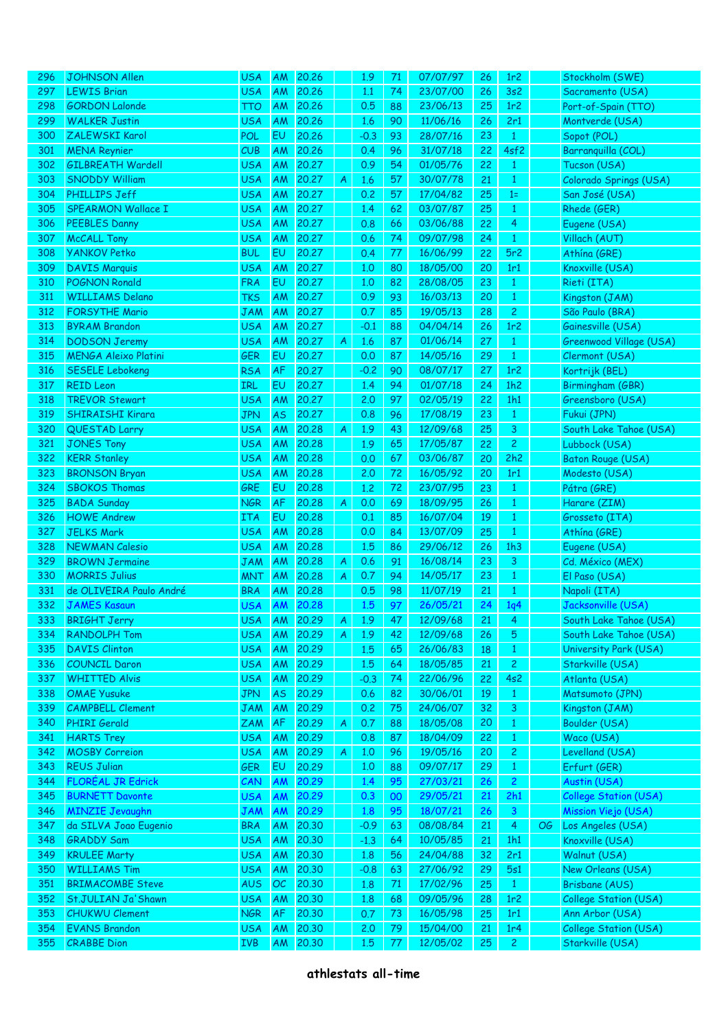| | | | | | | | | | | | | |
|---|---|---|---|---|---|---|---|---|---|---|---|---|
| 296 | JOHNSON Allen | USA | AM | 20.26 | | 1.9 | 71 | 07/07/97 | 26 | 1r2 | | Stockholm (SWE) |
| 297 | LEWIS Brian | USA | AM | 20.26 | | 1.1 | 74 | 23/07/00 | 26 | 3s2 | | Sacramento (USA) |
| 298 | GORDON Lalonde | TTO | AM | 20.26 | | 0.5 | 88 | 23/06/13 | 25 | 1r2 | | Port-of-Spain (TTO) |
| 299 | WALKER Justin | USA | AM | 20.26 | | 1.6 | 90 | 11/06/16 | 26 | 2r1 | | Montverde (USA) |
| 300 | ZALEWSKI Karol | POL | EU | 20.26 | | -0.3 | 93 | 28/07/16 | 23 | 1 | | Sopot (POL) |
| 301 | MENA Reynier | CUB | AM | 20.26 | | 0.4 | 96 | 31/07/18 | 22 | 4sf2 | | Barranquilla (COL) |
| 302 | GILBREATH Wardell | USA | AM | 20.27 | | 0.9 | 54 | 01/05/76 | 22 | 1 | | Tucson (USA) |
| 303 | SNODDY William | USA | AM | 20.27 | A | 1.6 | 57 | 30/07/78 | 21 | 1 | | Colorado Springs (USA) |
| 304 | PHILLIPS Jeff | USA | AM | 20.27 | | 0.2 | 57 | 17/04/82 | 25 | 1= | | San José (USA) |
| 305 | SPEARMON Wallace I | USA | AM | 20.27 | | 1.4 | 62 | 03/07/87 | 25 | 1 | | Rhede (GER) |
| 306 | PEEBLES Danny | USA | AM | 20.27 | | 0.8 | 66 | 03/06/88 | 22 | 4 | | Eugene (USA) |
| 307 | McCALL Tony | USA | AM | 20.27 | | 0.6 | 74 | 09/07/98 | 24 | 1 | | Villach (AUT) |
| 308 | YANKOV Petko | BUL | EU | 20.27 | | 0.4 | 77 | 16/06/99 | 22 | 5r2 | | Athína (GRE) |
| 309 | DAVIS Marquis | USA | AM | 20.27 | | 1.0 | 80 | 18/05/00 | 20 | 1r1 | | Knoxville (USA) |
| 310 | POGNON Ronald | FRA | EU | 20.27 | | 1.0 | 82 | 28/08/05 | 23 | 1 | | Rieti (ITA) |
| 311 | WILLIAMS Delano | TKS | AM | 20.27 | | 0.9 | 93 | 16/03/13 | 20 | 1 | | Kingston (JAM) |
| 312 | FORSYTHE Mario | JAM | AM | 20.27 | | 0.7 | 85 | 19/05/13 | 28 | 2 | | São Paulo (BRA) |
| 313 | BYRAM Brandon | USA | AM | 20.27 | | -0.1 | 88 | 04/04/14 | 26 | 1r2 | | Gainesville (USA) |
| 314 | DODSON Jeremy | USA | AM | 20.27 | A | 1.6 | 87 | 01/06/14 | 27 | 1 | | Greenwood Village (USA) |
| 315 | MENGA Aleixo Platini | GER | EU | 20.27 | | 0.0 | 87 | 14/05/16 | 29 | 1 | | Clermont (USA) |
| 316 | SESELE Lebokeng | RSA | AF | 20.27 | | -0.2 | 90 | 08/07/17 | 27 | 1r2 | | Kortrijk (BEL) |
| 317 | REID Leon | IRL | EU | 20.27 | | 1.4 | 94 | 01/07/18 | 24 | 1h2 | | Birmingham (GBR) |
| 318 | TREVOR Stewart | USA | AM | 20.27 | | 2.0 | 97 | 02/05/19 | 22 | 1h1 | | Greensboro (USA) |
| 319 | SHIRAISHI Kirara | JPN | AS | 20.27 | | 0.8 | 96 | 17/08/19 | 23 | 1 | | Fukui (JPN) |
| 320 | QUESTAD Larry | USA | AM | 20.28 | A | 1.9 | 43 | 12/09/68 | 25 | 3 | | South Lake Tahoe (USA) |
| 321 | JONES Tony | USA | AM | 20.28 | | 1.9 | 65 | 17/05/87 | 22 | 2 | | Lubbock (USA) |
| 322 | KERR Stanley | USA | AM | 20.28 | | 0.0 | 67 | 03/06/87 | 20 | 2h2 | | Baton Rouge (USA) |
| 323 | BRONSON Bryan | USA | AM | 20.28 | | 2.0 | 72 | 16/05/92 | 20 | 1r1 | | Modesto (USA) |
| 324 | SBOKOS Thomas | GRE | EU | 20.28 | | 1.2 | 72 | 23/07/95 | 23 | 1 | | Pátra (GRE) |
| 325 | BADA Sunday | NGR | AF | 20.28 | A | 0.0 | 69 | 18/09/95 | 26 | 1 | | Harare (ZIM) |
| 326 | HOWE Andrew | ITA | EU | 20.28 | | 0.1 | 85 | 16/07/04 | 19 | 1 | | Grosseto (ITA) |
| 327 | JELKS Mark | USA | AM | 20.28 | | 0.0 | 84 | 13/07/09 | 25 | 1 | | Athína (GRE) |
| 328 | NEWMAN Calesio | USA | AM | 20.28 | | 1.5 | 86 | 29/06/12 | 26 | 1h3 | | Eugene (USA) |
| 329 | BROWN Jermaine | JAM | AM | 20.28 | A | 0.6 | 91 | 16/08/14 | 23 | 3 | | Cd. México (MEX) |
| 330 | MORRIS Julius | MNT | AM | 20.28 | A | 0.7 | 94 | 14/05/17 | 23 | 1 | | El Paso (USA) |
| 331 | de OLIVEIRA Paulo André | BRA | AM | 20.28 | | 0.5 | 98 | 11/07/19 | 21 | 1 | | Napoli (ITA) |
| 332 | JAMES Kasaun | USA | AM | 20.28 | | 1.5 | 97 | 26/05/21 | 24 | 1q4 | | Jacksonville (USA) |
| 333 | BRIGHT Jerry | USA | AM | 20.29 | A | 1.9 | 47 | 12/09/68 | 21 | 4 | | South Lake Tahoe (USA) |
| 334 | RANDOLPH Tom | USA | AM | 20.29 | A | 1.9 | 42 | 12/09/68 | 26 | 5 | | South Lake Tahoe (USA) |
| 335 | DAVIS Clinton | USA | AM | 20.29 | | 1.5 | 65 | 26/06/83 | 18 | 1 | | University Park (USA) |
| 336 | COUNCIL Daron | USA | AM | 20.29 | | 1.5 | 64 | 18/05/85 | 21 | 2 | | Starkville (USA) |
| 337 | WHITTED Alvis | USA | AM | 20.29 | | -0.3 | 74 | 22/06/96 | 22 | 4s2 | | Atlanta (USA) |
| 338 | OMAE Yusuke | JPN | AS | 20.29 | | 0.6 | 82 | 30/06/01 | 19 | 1 | | Matsumoto (JPN) |
| 339 | CAMPBELL Clement | JAM | AM | 20.29 | | 0.2 | 75 | 24/06/07 | 32 | 3 | | Kingston (JAM) |
| 340 | PHIRI Gerald | ZAM | AF | 20.29 | A | 0.7 | 88 | 18/05/08 | 20 | 1 | | Boulder (USA) |
| 341 | HARTS Trey | USA | AM | 20.29 | | 0.8 | 87 | 18/04/09 | 22 | 1 | | Waco (USA) |
| 342 | MOSBY Correion | USA | AM | 20.29 | A | 1.0 | 96 | 19/05/16 | 20 | 2 | | Levelland (USA) |
| 343 | REUS Julian | GER | EU | 20.29 | | 1.0 | 88 | 09/07/17 | 29 | 1 | | Erfurt (GER) |
| 344 | FLORÉAL JR Edrick | CAN | AM | 20.29 | | 1.4 | 95 | 27/03/21 | 26 | 2 | | Austin (USA) |
| 345 | BURNETT Davonte | USA | AM | 20.29 | | 0.3 | 00 | 29/05/21 | 21 | 2h1 | | College Station (USA) |
| 346 | MINZIE Jevaughn | JAM | AM | 20.29 | | 1.8 | 95 | 18/07/21 | 26 | 3 | | Mission Viejo (USA) |
| 347 | da SILVA Joao Eugenio | BRA | AM | 20.30 | | -0.9 | 63 | 08/08/84 | 21 | 4 | OG | Los Angeles (USA) |
| 348 | GRADDY Sam | USA | AM | 20.30 | | -1.3 | 64 | 10/05/85 | 21 | 1h1 | | Knoxville (USA) |
| 349 | KRULEE Marty | USA | AM | 20.30 | | 1.8 | 56 | 24/04/88 | 32 | 2r1 | | Walnut (USA) |
| 350 | WILLIAMS Tim | USA | AM | 20.30 | | -0.8 | 63 | 27/06/92 | 29 | 5s1 | | New Orleans (USA) |
| 351 | BRIMACOMBE Steve | AUS | OC | 20.30 | | 1.8 | 71 | 17/02/96 | 25 | 1 | | Brisbane (AUS) |
| 352 | St.JULIAN Ja'Shawn | USA | AM | 20.30 | | 1.8 | 68 | 09/05/96 | 28 | 1r2 | | College Station (USA) |
| 353 | CHUKWU Clement | NGR | AF | 20.30 | | 0.7 | 73 | 16/05/98 | 25 | 1r1 | | Ann Arbor (USA) |
| 354 | EVANS Brandon | USA | AM | 20.30 | | 2.0 | 79 | 15/04/00 | 21 | 1r4 | | College Station (USA) |
| 355 | CRABBE Dion | IVB | AM | 20.30 | | 1.5 | 77 | 12/05/02 | 25 | 2 | | Starkville (USA) |

**athlestats all-time**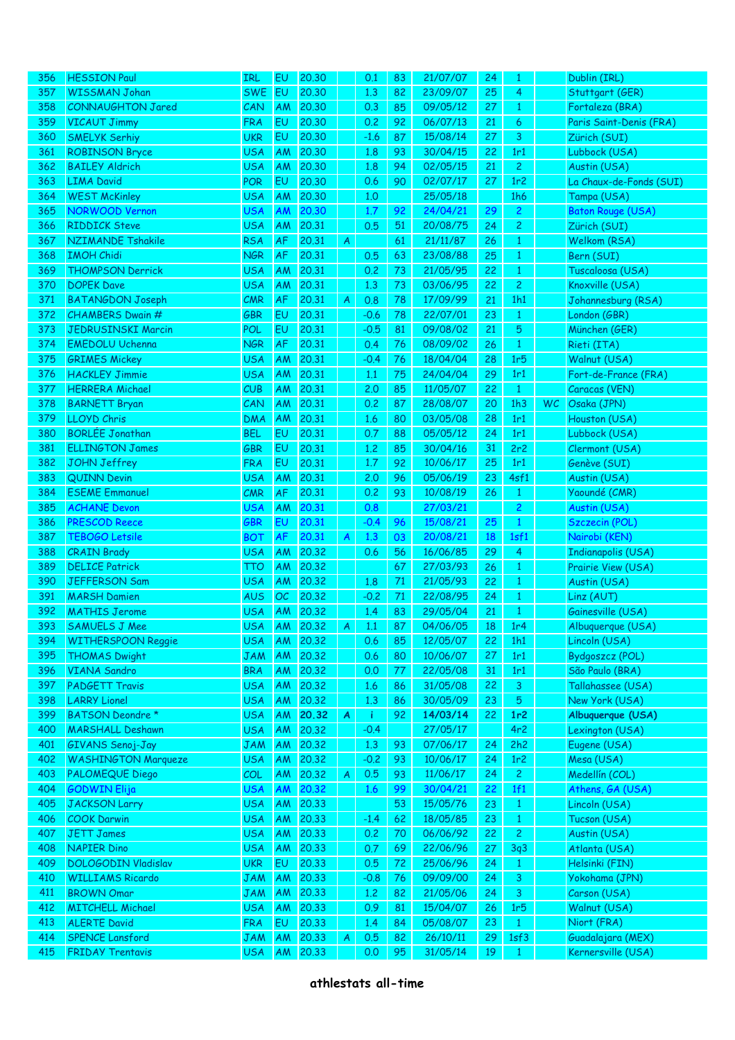| | | | | | | | | | | | | |
|---|---|---|---|---|---|---|---|---|---|---|---|---|
| 356 | HESSION Paul | IRL | EU | 20.30 | | 0.1 | 83 | 21/07/07 | 24 | 1 | | Dublin (IRL) |
| 357 | WISSMAN Johan | SWE | EU | 20.30 | | 1.3 | 82 | 23/09/07 | 25 | 4 | | Stuttgart (GER) |
| 358 | CONNAUGHTON Jared | CAN | AM | 20.30 | | 0.3 | 85 | 09/05/12 | 27 | 1 | | Fortaleza (BRA) |
| 359 | VICAUT Jimmy | FRA | EU | 20.30 | | 0.2 | 92 | 06/07/13 | 21 | 6 | | Paris Saint-Denis (FRA) |
| 360 | SMELYK Serhiy | UKR | EU | 20.30 | | -1.6 | 87 | 15/08/14 | 27 | 3 | | Zürich (SUI) |
| 361 | ROBINSON Bryce | USA | AM | 20.30 | | 1.8 | 93 | 30/04/15 | 22 | 1r1 | | Lubbock (USA) |
| 362 | BAILEY Aldrich | USA | AM | 20.30 | | 1.8 | 94 | 02/05/15 | 21 | 2 | | Austin (USA) |
| 363 | LIMA David | POR | EU | 20.30 | | 0.6 | 90 | 02/07/17 | 27 | 1r2 | | La Chaux-de-Fonds (SUI) |
| 364 | WEST McKinley | USA | AM | 20.30 | | 1.0 | | 25/05/18 | | 1h6 | | Tampa (USA) |
| 365 | NORWOOD Vernon | USA | AM | 20.30 | | 1.7 | 92 | 24/04/21 | 29 | 2 | | Baton Rouge (USA) |
| 366 | RIDDICK Steve | USA | AM | 20.31 | | 0.5 | 51 | 20/08/75 | 24 | 2 | | Zürich (SUI) |
| 367 | NZIMANDE Tshakile | RSA | AF | 20.31 | A | | 61 | 21/11/87 | 26 | 1 | | Welkom (RSA) |
| 368 | IMOH Chidi | NGR | AF | 20.31 | | 0.5 | 63 | 23/08/88 | 25 | 1 | | Bern (SUI) |
| 369 | THOMPSON Derrick | USA | AM | 20.31 | | 0.2 | 73 | 21/05/95 | 22 | 1 | | Tuscaloosa (USA) |
| 370 | DOPEK Dave | USA | AM | 20.31 | | 1.3 | 73 | 03/06/95 | 22 | 2 | | Knoxville (USA) |
| 371 | BATANGDON Joseph | CMR | AF | 20.31 | A | 0.8 | 78 | 17/09/99 | 21 | 1h1 | | Johannesburg (RSA) |
| 372 | CHAMBERS Dwain # | GBR | EU | 20.31 | | -0.6 | 78 | 22/07/01 | 23 | 1 | | London (GBR) |
| 373 | JEDRUSINSKI Marcin | POL | EU | 20.31 | | -0.5 | 81 | 09/08/02 | 21 | 5 | | München (GER) |
| 374 | EMEDOLU Uchenna | NGR | AF | 20.31 | | 0.4 | 76 | 08/09/02 | 26 | 1 | | Rieti (ITA) |
| 375 | GRIMES Mickey | USA | AM | 20.31 | | -0.4 | 76 | 18/04/04 | 28 | 1r5 | | Walnut (USA) |
| 376 | HACKLEY Jimmie | USA | AM | 20.31 | | 1.1 | 75 | 24/04/04 | 29 | 1r1 | | Fort-de-France (FRA) |
| 377 | HERRERA Michael | CUB | AM | 20.31 | | 2.0 | 85 | 11/05/07 | 22 | 1 | | Caracas (VEN) |
| 378 | BARNETT Bryan | CAN | AM | 20.31 | | 0.2 | 87 | 28/08/07 | 20 | 1h3 | WC | Osaka (JPN) |
| 379 | LLOYD Chris | DMA | AM | 20.31 | | 1.6 | 80 | 03/05/08 | 28 | 1r1 | | Houston (USA) |
| 380 | BORLÉE Jonathan | BEL | EU | 20.31 | | 0.7 | 88 | 05/05/12 | 24 | 1r1 | | Lubbock (USA) |
| 381 | ELLINGTON James | GBR | EU | 20.31 | | 1.2 | 85 | 30/04/16 | 31 | 2r2 | | Clermont (USA) |
| 382 | JOHN Jeffrey | FRA | EU | 20.31 | | 1.7 | 92 | 10/06/17 | 25 | 1r1 | | Genève (SUI) |
| 383 | QUINN Devin | USA | AM | 20.31 | | 2.0 | 96 | 05/06/19 | 23 | 4sf1 | | Austin (USA) |
| 384 | ESEME Emmanuel | CMR | AF | 20.31 | | 0.2 | 93 | 10/08/19 | 26 | 1 | | Yaoundé (CMR) |
| 385 | ACHANE Devon | USA | AM | 20.31 | | 0.8 | | 27/03/21 | | 2 | | Austin (USA) |
| 386 | PRESCOD Reece | GBR | EU | 20.31 | | -0.4 | 96 | 15/08/21 | 25 | 1 | | Szczecin (POL) |
| 387 | TEBOGO Letsile | BOT | AF | 20.31 | A | 1.3 | 03 | 20/08/21 | 18 | 1sf1 | | Nairobi (KEN) |
| 388 | CRAIN Brady | USA | AM | 20.32 | | 0.6 | 56 | 16/06/85 | 29 | 4 | | Indianapolis (USA) |
| 389 | DELICE Patrick | TTO | AM | 20.32 | | | 67 | 27/03/93 | 26 | 1 | | Prairie View (USA) |
| 390 | JEFFERSON Sam | USA | AM | 20.32 | | 1.8 | 71 | 21/05/93 | 22 | 1 | | Austin (USA) |
| 391 | MARSH Damien | AUS | OC | 20.32 | | -0.2 | 71 | 22/08/95 | 24 | 1 | | Linz (AUT) |
| 392 | MATHIS Jerome | USA | AM | 20.32 | | 1.4 | 83 | 29/05/04 | 21 | 1 | | Gainesville (USA) |
| 393 | SAMUELS J Mee | USA | AM | 20.32 | A | 1.1 | 87 | 04/06/05 | 18 | 1r4 | | Albuquerque (USA) |
| 394 | WITHERSPOON Reggie | USA | AM | 20.32 | | 0.6 | 85 | 12/05/07 | 22 | 1h1 | | Lincoln (USA) |
| 395 | THOMAS Dwight | JAM | AM | 20.32 | | 0.6 | 80 | 10/06/07 | 27 | 1r1 | | Bydgoszcz (POL) |
| 396 | VIANA Sandro | BRA | AM | 20.32 | | 0.0 | 77 | 22/05/08 | 31 | 1r1 | | São Paulo (BRA) |
| 397 | PADGETT Travis | USA | AM | 20.32 | | 1.6 | 86 | 31/05/08 | 22 | 3 | | Tallahassee (USA) |
| 398 | LARRY Lionel | USA | AM | 20.32 | | 1.3 | 86 | 30/05/09 | 23 | 5 | | New York (USA) |
| 399 | **BATSON Deondre *** | **USA** | **AM** | **20.32** | **A** | **i** | **92** | **14/03/14** | **22** | **1r2** | | **Albuquerque (USA)** |
| 400 | MARSHALL Deshawn | USA | AM | 20.32 | | -0.4 | | 27/05/17 | | 4r2 | | Lexington (USA) |
| 401 | GIVANS Senoj-Jay | JAM | AM | 20.32 | | 1.3 | 93 | 07/06/17 | 24 | 2h2 | | Eugene (USA) |
| 402 | WASHINGTON Marqueze | USA | AM | 20.32 | | -0.2 | 93 | 10/06/17 | 24 | 1r2 | | Mesa (USA) |
| 403 | PALOMEQUE Diego | COL | AM | 20.32 | A | 0.5 | 93 | 11/06/17 | 24 | 2 | | Medellín (COL) |
| 404 | GODWIN Elija | USA | AM | 20.32 | | 1.6 | 99 | 30/04/21 | 22 | 1f1 | | Athens, GA (USA) |
| 405 | JACKSON Larry | USA | AM | 20.33 | | | 53 | 15/05/76 | 23 | 1 | | Lincoln (USA) |
| 406 | COOK Darwin | USA | AM | 20.33 | | -1.4 | 62 | 18/05/85 | 23 | 1 | | Tucson (USA) |
| 407 | JETT James | USA | AM | 20.33 | | 0.2 | 70 | 06/06/92 | 22 | 2 | | Austin (USA) |
| 408 | NAPIER Dino | USA | AM | 20.33 | | 0.7 | 69 | 22/06/96 | 27 | 3q3 | | Atlanta (USA) |
| 409 | DOLOGODIN Vladislav | UKR | EU | 20.33 | | 0.5 | 72 | 25/06/96 | 24 | 1 | | Helsinki (FIN) |
| 410 | WILLIAMS Ricardo | JAM | AM | 20.33 | | -0.8 | 76 | 09/09/00 | 24 | 3 | | Yokohama (JPN) |
| 411 | BROWN Omar | JAM | AM | 20.33 | | 1.2 | 82 | 21/05/06 | 24 | 3 | | Carson (USA) |
| 412 | MITCHELL Michael | USA | AM | 20.33 | | 0.9 | 81 | 15/04/07 | 26 | 1r5 | | Walnut (USA) |
| 413 | ALERTE David | FRA | EU | 20.33 | | 1.4 | 84 | 05/08/07 | 23 | 1 | | Niort (FRA) |
| 414 | SPENCE Lansford | JAM | AM | 20.33 | A | 0.5 | 82 | 26/10/11 | 29 | 1sf3 | | Guadalajara (MEX) |
| 415 | FRIDAY Trentavis | USA | AM | 20.33 | | 0.0 | 95 | 31/05/14 | 19 | 1 | | Kernersville (USA) |

**athlestats all-time**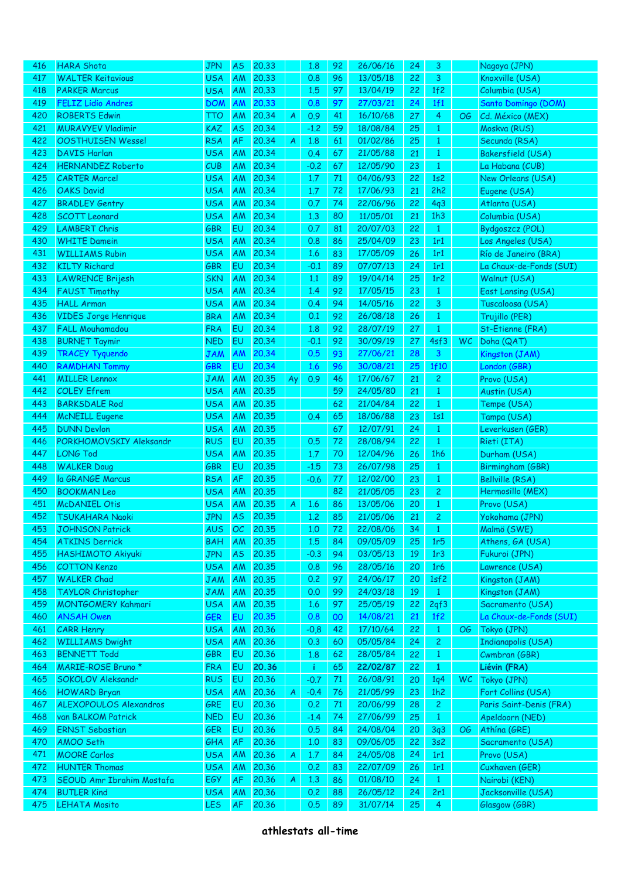| 416 | HARA Shota | JPN | AS | 20.33 | | 1.8 | 92 | 26/06/16 | 24 | 3 | | Nagoya (JPN) |
|---|---|---|---|---|---|---|---|---|---|---|---|---|
| 417 | WALTER Keitavious | USA | AM | 20.33 | | 0.8 | 96 | 13/05/18 | 22 | 3 | | Knoxville (USA) |
| 418 | PARKER Marcus | USA | AM | 20.33 | | 1.5 | 97 | 13/04/19 | 22 | 1f2 | | Columbia (USA) |
| 419 | FELIZ Lidio Andres | DOM | AM | 20.33 | | 0.8 | 97 | 27/03/21 | 24 | 1f1 | | Santo Domingo (DOM) |
| 420 | ROBERTS Edwin | TTO | AM | 20.34 | A | 0.9 | 41 | 16/10/68 | 27 | 4 | OG | Cd. México (MEX) |
| 421 | MURAVYEV Vladimir | KAZ | AS | 20.34 | | -1.2 | 59 | 18/08/84 | 25 | 1 | | Moskva (RUS) |
| 422 | OOSTHUISEN Wessel | RSA | AF | 20.34 | A | 1.8 | 61 | 01/02/86 | 25 | 1 | | Secunda (RSA) |
| 423 | DAVIS Harlan | USA | AM | 20.34 | | 0.4 | 67 | 21/05/88 | 21 | 1 | | Bakersfield (USA) |
| 424 | HERNANDEZ Roberto | CUB | AM | 20.34 | | -0.2 | 67 | 12/05/90 | 23 | 1 | | La Habana (CUB) |
| 425 | CARTER Marcel | USA | AM | 20.34 | | 1.7 | 71 | 04/06/93 | 22 | 1s2 | | New Orleans (USA) |
| 426 | OAKS David | USA | AM | 20.34 | | 1.7 | 72 | 17/06/93 | 21 | 2h2 | | Eugene (USA) |
| 427 | BRADLEY Gentry | USA | AM | 20.34 | | 0.7 | 74 | 22/06/96 | 22 | 4q3 | | Atlanta (USA) |
| 428 | SCOTT Leonard | USA | AM | 20.34 | | 1.3 | 80 | 11/05/01 | 21 | 1h3 | | Columbia (USA) |
| 429 | LAMBERT Chris | GBR | EU | 20.34 | | 0.7 | 81 | 20/07/03 | 22 | 1 | | Bydgoszcz (POL) |
| 430 | WHITE Damein | USA | AM | 20.34 | | 0.8 | 86 | 25/04/09 | 23 | 1r1 | | Los Angeles (USA) |
| 431 | WILLIAMS Rubin | USA | AM | 20.34 | | 1.6 | 83 | 17/05/09 | 26 | 1r1 | | Río de Janeiro (BRA) |
| 432 | KILTY Richard | GBR | EU | 20.34 | | -0.1 | 89 | 07/07/13 | 24 | 1r1 | | La Chaux-de-Fonds (SUI) |
| 433 | LAWRENCE Brijesh | SKN | AM | 20.34 | | 1.1 | 89 | 19/04/14 | 25 | 1r2 | | Walnut (USA) |
| 434 | FAUST Timothy | USA | AM | 20.34 | | 1.4 | 92 | 17/05/15 | 23 | 1 | | East Lansing (USA) |
| 435 | HALL Arman | USA | AM | 20.34 | | 0.4 | 94 | 14/05/16 | 22 | 3 | | Tuscaloosa (USA) |
| 436 | VIDES Jorge Henrique | BRA | AM | 20.34 | | 0.1 | 92 | 26/08/18 | 26 | 1 | | Trujillo (PER) |
| 437 | FALL Mouhamadou | FRA | EU | 20.34 | | 1.8 | 92 | 28/07/19 | 27 | 1 | | St-Etienne (FRA) |
| 438 | BURNET Taymir | NED | EU | 20.34 | | -0.1 | 92 | 30/09/19 | 27 | 4sf3 | WC | Doha (QAT) |
| 439 | TRACEY Tyquendo | JAM | AM | 20.34 | | 0.5 | 93 | 27/06/21 | 28 | 3 | | Kingston (JAM) |
| 440 | RAMDHAN Tommy | GBR | EU | 20.34 | | 1.6 | 96 | 30/08/21 | 25 | 1f10 | | London (GBR) |
| 441 | MILLER Lennox | JAM | AM | 20.35 | Ay | 0.9 | 46 | 17/06/67 | 21 | 2 | | Provo (USA) |
| 442 | COLEY Efrem | USA | AM | 20.35 | | | 59 | 24/05/80 | 21 | 1 | | Austin (USA) |
| 443 | BARKSDALE Rod | USA | AM | 20.35 | | | 62 | 21/04/84 | 22 | 1 | | Tempe (USA) |
| 444 | McNEILL Eugene | USA | AM | 20.35 | | 0.4 | 65 | 18/06/88 | 23 | 1s1 | | Tampa (USA) |
| 445 | DUNN Devlon | USA | AM | 20.35 | | | 67 | 12/07/91 | 24 | 1 | | Leverkusen (GER) |
| 446 | PORKHOMOVSKIY Aleksandr | RUS | EU | 20.35 | | 0.5 | 72 | 28/08/94 | 22 | 1 | | Rieti (ITA) |
| 447 | LONG Tod | USA | AM | 20.35 | | 1.7 | 70 | 12/04/96 | 26 | 1h6 | | Durham (USA) |
| 448 | WALKER Doug | GBR | EU | 20.35 | | -1.5 | 73 | 26/07/98 | 25 | 1 | | Birmingham (GBR) |
| 449 | la GRANGE Marcus | RSA | AF | 20.35 | | -0.6 | 77 | 12/02/00 | 23 | 1 | | Bellville (RSA) |
| 450 | BOOKMAN Leo | USA | AM | 20.35 | | | 82 | 21/05/05 | 23 | 2 | | Hermosillo (MEX) |
| 451 | McDANIEL Otis | USA | AM | 20.35 | A | 1.6 | 86 | 13/05/06 | 20 | 1 | | Provo (USA) |
| 452 | TSUKAHARA Naoki | JPN | AS | 20.35 | | 1.2 | 85 | 21/05/06 | 21 | 2 | | Yokohama (JPN) |
| 453 | JOHNSON Patrick | AUS | OC | 20.35 | | 1.0 | 72 | 22/08/06 | 34 | 1 | | Malmö (SWE) |
| 454 | ATKINS Derrick | BAH | AM | 20.35 | | 1.5 | 84 | 09/05/09 | 25 | 1r5 | | Athens, GA (USA) |
| 455 | HASHIMOTO Akiyuki | JPN | AS | 20.35 | | -0.3 | 94 | 03/05/13 | 19 | 1r3 | | Fukuroi (JPN) |
| 456 | COTTON Kenzo | USA | AM | 20.35 | | 0.8 | 96 | 28/05/16 | 20 | 1r6 | | Lawrence (USA) |
| 457 | WALKER Chad | JAM | AM | 20.35 | | 0.2 | 97 | 24/06/17 | 20 | 1sf2 | | Kingston (JAM) |
| 458 | TAYLOR Christopher | JAM | AM | 20.35 | | 0.0 | 99 | 24/03/18 | 19 | 1 | | Kingston (JAM) |
| 459 | MONTGOMERY Kahmari | USA | AM | 20.35 | | 1.6 | 97 | 25/05/19 | 22 | 2qf3 | | Sacramento (USA) |
| 460 | ANSAH Owen | GER | EU | 20.35 | | 0.8 | 00 | 14/08/21 | 21 | 1f2 | | La Chaux-de-Fonds (SUI) |
| 461 | CARR Henry | USA | AM | 20.36 | | -0.8 | 42 | 17/10/64 | 22 | 1 | OG | Tokyo (JPN) |
| 462 | WILLIAMS Dwight | USA | AM | 20.36 | | 0.3 | 60 | 05/05/84 | 24 | 2 | | Indianapolis (USA) |
| 463 | BENNETT Todd | GBR | EU | 20.36 | | 1.8 | 62 | 28/05/84 | 22 | 1 | | Cwmbran (GBR) |
| 464 | MARIE-ROSE Bruno * | FRA | EU | **20.36** | | i | 65 | **22/02/87** | 22 | **1** | | **Liévin (FRA)** |
| 465 | SOKOLOV Aleksandr | RUS | EU | 20.36 | | -0.7 | 71 | 26/08/91 | 20 | 1q4 | WC | Tokyo (JPN) |
| 466 | HOWARD Bryan | USA | AM | 20.36 | A | -0.4 | 76 | 21/05/99 | 23 | 1h2 | | Fort Collins (USA) |
| 467 | ALEXOPOULOS Alexandros | GRE | EU | 20.36 | | 0.2 | 71 | 20/06/99 | 28 | 2 | | Paris Saint-Denis (FRA) |
| 468 | van BALKOM Patrick | NED | EU | 20.36 | | -1.4 | 74 | 27/06/99 | 25 | 1 | | Apeldoorn (NED) |
| 469 | ERNST Sebastian | GER | EU | 20.36 | | 0.5 | 84 | 24/08/04 | 20 | 3q3 | OG | Athína (GRE) |
| 470 | AMOO Seth | GHA | AF | 20.36 | | 1.0 | 83 | 09/06/05 | 22 | 3s2 | | Sacramento (USA) |
| 471 | MOORE Carlos | USA | AM | 20.36 | A | 1.7 | 84 | 24/05/08 | 24 | 1r1 | | Provo (USA) |
| 472 | HUNTER Thomas | USA | AM | 20.36 | | 0.2 | 83 | 22/07/09 | 26 | 1r1 | | Cuxhaven (GER) |
| 473 | SEOUD Amr Ibrahim Mostafa | EGY | AF | 20.36 | A | 1.3 | 86 | 01/08/10 | 24 | 1 | | Nairobi (KEN) |
| 474 | BUTLER Kind | USA | AM | 20.36 | | 0.2 | 88 | 26/05/12 | 24 | 2r1 | | Jacksonville (USA) |
| 475 | LEHATA Mosito | LES | AF | 20.36 | | 0.5 | 89 | 31/07/14 | 25 | 4 | | Glasgow (GBR) |

**athlestats all-time**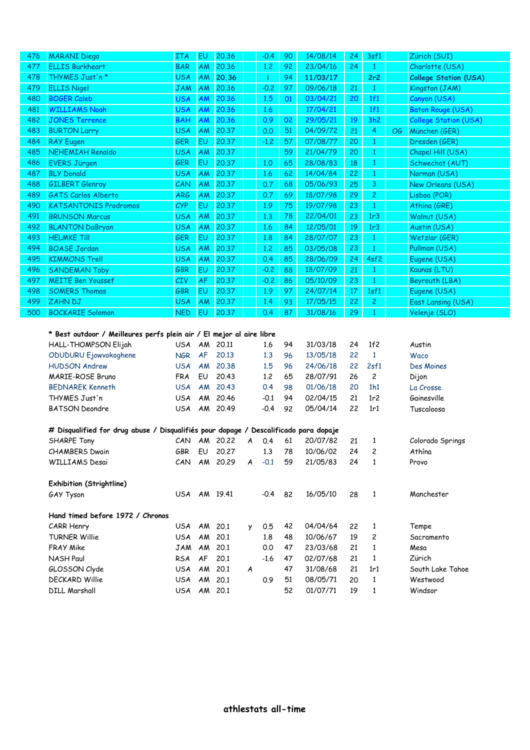| | | | | | | | | | | | | | |
|---|---|---|---|---|---|---|---|---|---|---|---|---|---|
| 476 | MARANI Diego | ITA | EU | 20.36 | | -0.4 | 90 | 14/08/14 | 24 | 3sf1 | | Zürich (SUI) |
| 477 | ELLIS Burkheart | BAR | AM | 20.36 | | 1.2 | 92 | 23/04/16 | 24 | 1 | | Charlotte (USA) |
| 478 | THYMES Just'n * | USA | AM | **20.36** | | i | 94 | **11/03/17** | | **2r2** | | **College Station (USA)** |
| 479 | ELLIS Nigel | JAM | AM | 20.36 | | -0.2 | 97 | 09/06/18 | 21 | 1 | | Kingston (JAM) |
| 480 | BOGER Caleb | USA | AM | 20.36 | | 1.5 | 01 | 03/04/21 | 20 | 1f1 | | Canyon (USA) |
| 481 | WILLIAMS Noah | USA | AM | 20.36 | | 1.6 | | 17/04/21 | | 1f1 | | Baton Rouge (USA) |
| 482 | JONES Terrence | BAH | AM | 20.36 | | 0.9 | 02 | 29/05/21 | 19 | 3h2 | | College Station (USA) |
| 483 | BURTON Larry | USA | AM | 20.37 | | 0.0 | 51 | 04/09/72 | 21 | 4 | OG | München (GER) |
| 484 | RAY Eugen | GER | EU | 20.37 | | -1.2 | 57 | 07/08/77 | 20 | 1 | | Dresden (GER) |
| 485 | NEHEMIAH Renaldo | USA | AM | 20.37 | | | 59 | 21/04/79 | 20 | 1 | | Chapel Hill (USA) |
| 486 | EVERS Jürgen | GER | EU | 20.37 | | 1.0 | 65 | 28/08/83 | 18 | 1 | | Schwechat (AUT) |
| 487 | BLY Donald | USA | AM | 20.37 | | 1.6 | 62 | 14/04/84 | 22 | 1 | | Norman (USA) |
| 488 | GILBERT Glenroy | CAN | AM | 20.37 | | 0.7 | 68 | 05/06/93 | 25 | 3 | | New Orleans (USA) |
| 489 | GATS Carlos Alberto | ARG | AM | 20.37 | | 0.7 | 69 | 18/07/98 | 29 | 2 | | Lisboa (POR) |
| 490 | KATSANTONIS Prodromos | CYP | EU | 20.37 | | 1.9 | 75 | 19/07/98 | 23 | 1 | | Athína (GRE) |
| 491 | BRUNSON Marcus | USA | AM | 20.37 | | 1.3 | 78 | 22/04/01 | 23 | 1r3 | | Walnut (USA) |
| 492 | BLANTON DaBryan | USA | AM | 20.37 | | 1.6 | 84 | 12/05/01 | 19 | 1r3 | | Austin (USA) |
| 493 | HELMKE Till | GER | EU | 20.37 | | 1.8 | 84 | 28/07/07 | 23 | 1 | | Wetzlar (GER) |
| 494 | BOASE Jordan | USA | AM | 20.37 | | 1.2 | 85 | 03/05/08 | 23 | 1 | | Pullman (USA) |
| 495 | KIMMONS Trell | USA | AM | 20.37 | | 0.4 | 85 | 28/06/09 | 24 | 4sf2 | | Eugene (USA) |
| 496 | SANDEMAN Toby | GBR | EU | 20.37 | | -0.2 | 88 | 18/07/09 | 21 | 1 | | Kaunas (LTU) |
| 497 | MEITÉ Ben Youssef | CIV | AF | 20.37 | | -0,2 | 86 | 05/10/09 | 23 | 1 | | Beyrouth (LBA) |
| 498 | SOMERS Thomas | GBR | EU | 20.37 | | 1.9 | 97 | 24/07/14 | 17 | 1sf1 | | Eugene (USA) |
| 499 | ZAHN DJ | USA | AM | 20.37 | | 1.4 | 93 | 17/05/15 | 22 | 2 | | East Lansing (USA) |
| 500 | BOCKARIE Solomon | NED | EU | 20.37 | | 0.4 | 87 | 31/08/16 | 29 | 1 | | Velenje (SLO) |

**\* Best outdoor / Meilleures perfs plein air / El mejor al aire libre**

| | | | | | | | | | | |
|---|---|---|---|---|---|---|---|---|---|---|
| HALL-THOMPSON Elijah | USA | AM | 20.11 | | 1.6 | 94 | 31/03/18 | 24 | 1f2 | Austin |
| ODUDURU Ejowvokoghene | NGR | AF | 20.13 | | 1.3 | 96 | 13/05/18 | 22 | 1 | Waco |
| HUDSON Andrew | USA | AM | 20.38 | | 1.5 | 96 | 24/06/18 | 22 | 2sf1 | Des Moines |
| MARIE-ROSE Bruno | FRA | EU | 20.43 | | 1.2 | 65 | 28/07/91 | 26 | 2 | Dijon |
| BEDNAREK Kenneth | USA | AM | 20.43 | | 0.4 | 98 | 01/06/18 | 20 | 1h1 | La Crosse |
| THYMES Just'n | USA | AM | 20.46 | | -0.1 | 94 | 02/04/15 | 21 | 1r2 | Gainesville |
| BATSON Deondre | USA | AM | 20.49 | | -0.4 | 92 | 05/04/14 | 22 | 1r1 | Tuscaloosa |

**# Disqualified for drug abuse / Disqualifiés pour dopage / Descalificado para dopaje**

| | | | | | | | | | | |
|---|---|---|---|---|---|---|---|---|---|---|
| SHARPE Tony | CAN | AM | 20.22 | A | 0.4 | 61 | 20/07/82 | 21 | 1 | Colorado Springs |
| CHAMBERS Dwain | GBR | EU | 20.27 | | 1.3 | 78 | 10/06/02 | 24 | 2 | Athína |
| WILLIAMS Desai | CAN | AM | 20.29 | A | -0.1 | 59 | 21/05/83 | 24 | 1 | Provo |

**Exhibition (Strightline)**

| | | | | | | | | | | |
|---|---|---|---|---|---|---|---|---|---|---|
| GAY Tyson | USA | AM | 19.41 | | -0.4 | 82 | 16/05/10 | 28 | 1 | Manchester |

**Hand timed before 1972 / Chronos**

| | | | | | | | | | | |
|---|---|---|---|---|---|---|---|---|---|---|
| CARR Henry | USA | AM | 20.1 | y | 0.5 | 42 | 04/04/64 | 22 | 1 | Tempe |
| TURNER Willie | USA | AM | 20.1 | | 1.8 | 48 | 10/06/67 | 19 | 2 | Sacramento |
| FRAY Mike | JAM | AM | 20.1 | | 0.0 | 47 | 23/03/68 | 21 | 1 | Mesa |
| NASH Paul | RSA | AF | 20.1 | | -1.6 | 47 | 02/07/68 | 21 | 1 | Zürich |
| GLOSSON Clyde | USA | AM | 20.1 | A | | 47 | 31/08/68 | 21 | 1r1 | South Lake Tahoe |
| DECKARD Willie | USA | AM | 20.1 | | 0.9 | 51 | 08/05/71 | 20 | 1 | Westwood |
| DILL Marshall | USA | AM | 20.1 | | | 52 | 01/07/71 | 19 | 1 | Windsor |

**athlestats all-time**